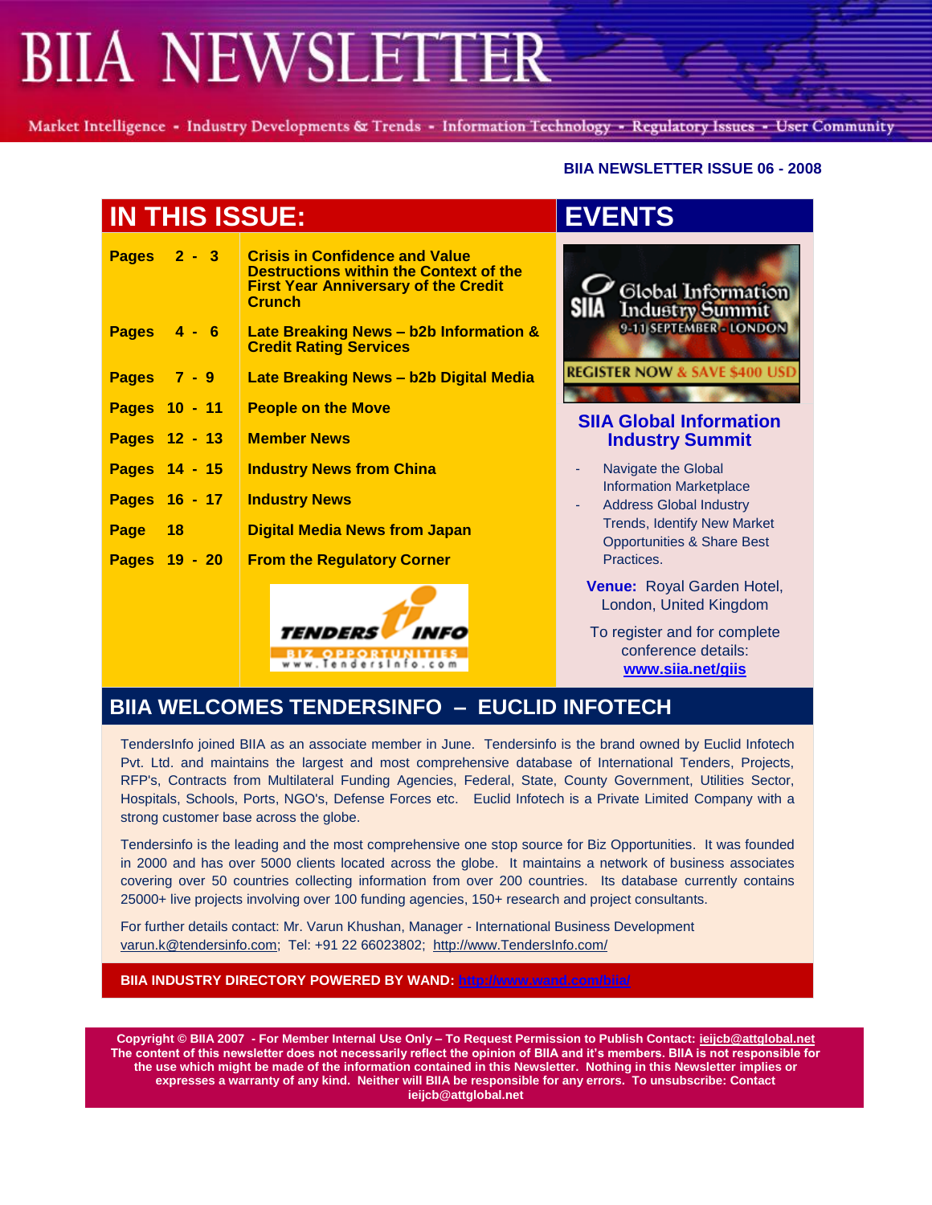# BIIA NEWSLETTER

Market Intelligence - Industry Developments & Trends - Information Technology - Regulatory Issues - User Community

**BIIA NEWSLETTER ISSUE 06 - 2008**

## IN THIS ISSUE:

| Pages | Content |
|---|---|
| Pages 2 - 3 | Crisis in Confidence and Value Destructions within the Context of the First Year Anniversary of the Credit Crunch |
| Pages 4 - 6 | Late Breaking News – b2b Information & Credit Rating Services |
| Pages 7 - 9 | Late Breaking News – b2b Digital Media |
| Pages 10 - 11 | People on the Move |
| Pages 12 - 13 | Member News |
| Pages 14 - 15 | Industry News from China |
| Pages 16 - 17 | Industry News |
| Page 18 | Digital Media News from Japan |
| Pages 19 - 20 | From the Regulatory Corner |

TENDERS INFO – BIZ OPPORTUNITIES – www.TendersInfo.com

## EVENTS

SIIA Global Information Industry Summit – 9-11 SEPTEMBER - LONDON

REGISTER NOW & SAVE $400 USD

### SIIA Global Information Industry Summit

- Navigate the Global Information Marketplace
- Address Global Industry Trends, Identify New Market Opportunities & Share Best Practices.

**Venue:** Royal Garden Hotel, London, United Kingdom

To register and for complete conference details: www.siia.net/giis

## BIIA WELCOMES TENDERSINFO – EUCLID INFOTECH

TendersInfo joined BIIA as an associate member in June. Tendersinfo is the brand owned by Euclid Infotech Pvt. Ltd. and maintains the largest and most comprehensive database of International Tenders, Projects, RFP's, Contracts from Multilateral Funding Agencies, Federal, State, County Government, Utilities Sector, Hospitals, Schools, Ports, NGO's, Defense Forces etc. Euclid Infotech is a Private Limited Company with a strong customer base across the globe.

Tendersinfo is the leading and the most comprehensive one stop source for Biz Opportunities. It was founded in 2000 and has over 5000 clients located across the globe. It maintains a network of business associates covering over 50 countries collecting information from over 200 countries. Its database currently contains 25000+ live projects involving over 100 funding agencies, 150+ research and project consultants.

For further details contact: Mr. Varun Khushan, Manager - International Business Development
varun.k@tendersinfo.com; Tel: +91 22 66023802; http://www.TendersInfo.com/

**BIIA INDUSTRY DIRECTORY POWERED BY WAND: http://www.wand.com/biia/**

**Copyright © BIIA 2007 - For Member Internal Use Only – To Request Permission to Publish Contact: ieijcb@attglobal.net**
**The content of this newsletter does not necessarily reflect the opinion of BIIA and it's members. BIIA is not responsible for the use which might be made of the information contained in this Newsletter. Nothing in this Newsletter implies or expresses a warranty of any kind. Neither will BIIA be responsible for any errors. To unsubscribe: Contact ieijcb@attglobal.net**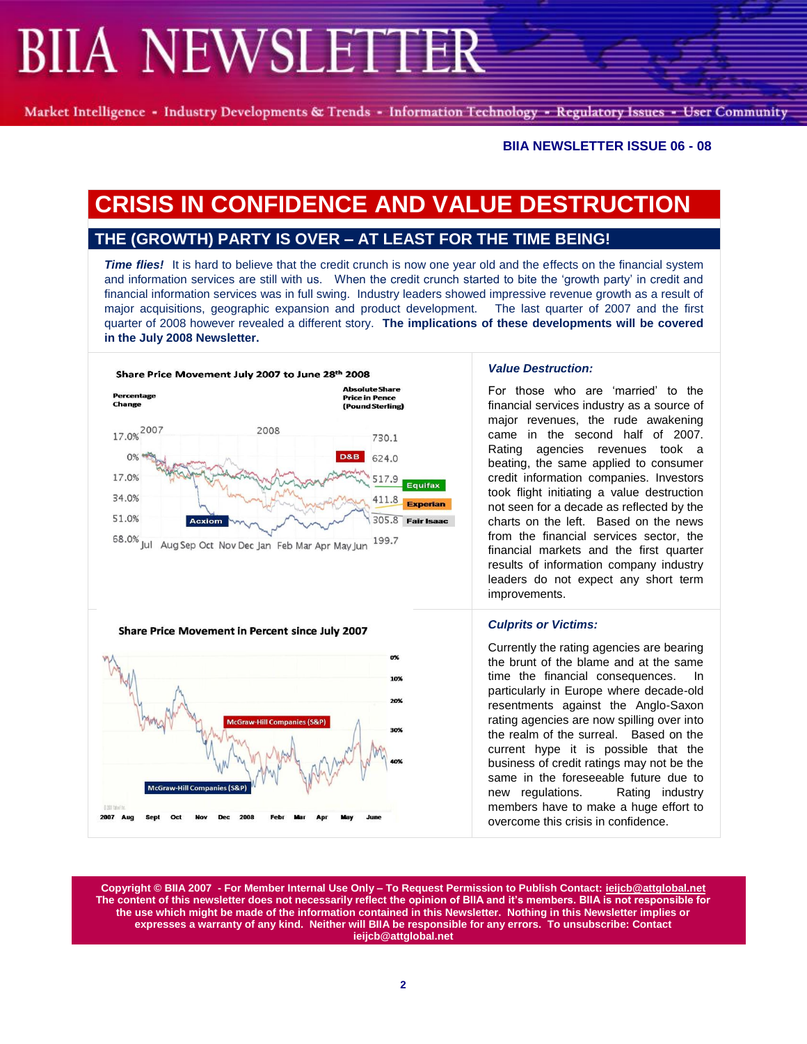BIIA NEWSLETTER ISSUE 06 - 08

# CRISIS IN CONFIDENCE AND VALUE DESTRUCTION

## THE (GROWTH) PARTY IS OVER – AT LEAST FOR THE TIME BEING!

***Time flies!*** It is hard to believe that the credit crunch is now one year old and the effects on the financial system and information services are still with us. When the credit crunch started to bite the 'growth party' in credit and financial information services was in full swing. Industry leaders showed impressive revenue growth as a result of major acquisitions, geographic expansion and product development. The last quarter of 2007 and the first quarter of 2008 however revealed a different story. **The implications of these developments will be covered in the July 2008 Newsletter.**

Share Price Movement July 2007 to June 28th 2008

### *Value Destruction:*

For those who are 'married' to the financial services industry as a source of major revenues, the rude awakening came in the second half of 2007. Rating agencies revenues took a beating, the same applied to consumer credit information companies. Investors took flight initiating a value destruction not seen for a decade as reflected by the charts on the left. Based on the news from the financial services sector, the financial markets and the first quarter results of information company industry leaders do not expect any short term improvements.

Share Price Movement in Percent since July 2007

### *Culprits or Victims:*

Currently the rating agencies are bearing the brunt of the blame and at the same time the financial consequences. In particularly in Europe where decade-old resentments against the Anglo-Saxon rating agencies are now spilling over into the realm of the surreal. Based on the current hype it is possible that the business of credit ratings may not be the same in the foreseeable future due to new regulations. Rating industry members have to make a huge effort to overcome this crisis in confidence.

**Copyright © BIIA 2007 - For Member Internal Use Only – To Request Permission to Publish Contact: ieijcb@attglobal.net The content of this newsletter does not necessarily reflect the opinion of BIIA and it's members. BIIA is not responsible for the use which might be made of the information contained in this Newsletter. Nothing in this Newsletter implies or expresses a warranty of any kind. Neither will BIIA be responsible for any errors. To unsubscribe: Contact ieijcb@attglobal.net**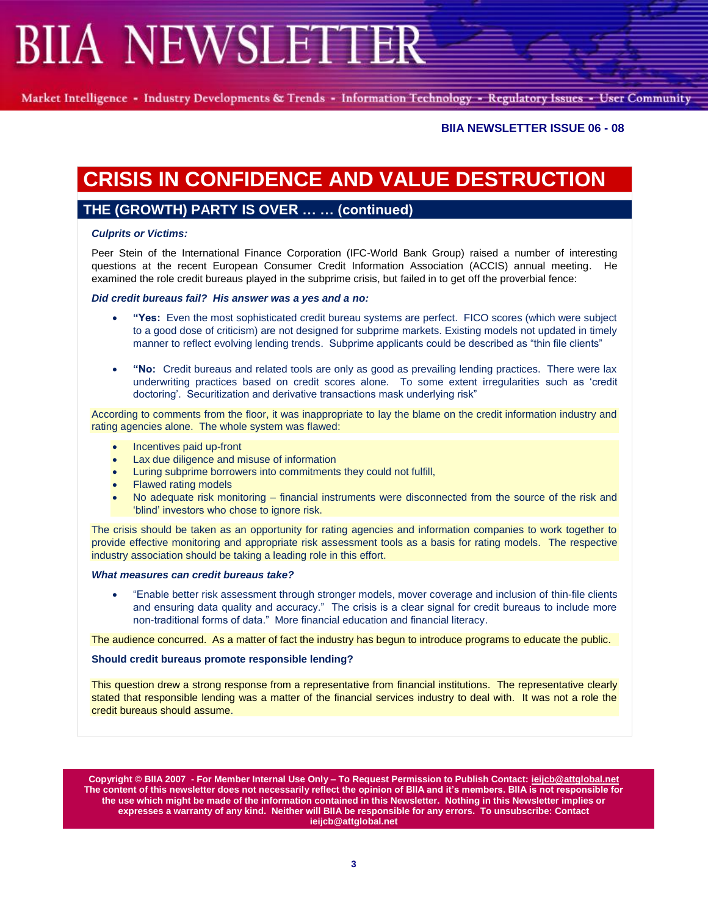# CRISIS IN CONFIDENCE AND VALUE DESTRUCTION

## THE (GROWTH) PARTY IS OVER … … (continued)

***Culprits or Victims:***

Peer Stein of the International Finance Corporation (IFC-World Bank Group) raised a number of interesting questions at the recent European Consumer Credit Information Association (ACCIS) annual meeting. He examined the role credit bureaus played in the subprime crisis, but failed in to get off the proverbial fence:

***Did credit bureaus fail? His answer was a yes and a no:***

- **"Yes:** Even the most sophisticated credit bureau systems are perfect. FICO scores (which were subject to a good dose of criticism) are not designed for subprime markets. Existing models not updated in timely manner to reflect evolving lending trends. Subprime applicants could be described as "thin file clients"

- **"No:** Credit bureaus and related tools are only as good as prevailing lending practices. There were lax underwriting practices based on credit scores alone. To some extent irregularities such as 'credit doctoring'. Securitization and derivative transactions mask underlying risk"

According to comments from the floor, it was inappropriate to lay the blame on the credit information industry and rating agencies alone. The whole system was flawed:

- Incentives paid up-front
- Lax due diligence and misuse of information
- Luring subprime borrowers into commitments they could not fulfill,
- Flawed rating models
- No adequate risk monitoring – financial instruments were disconnected from the source of the risk and 'blind' investors who chose to ignore risk.

The crisis should be taken as an opportunity for rating agencies and information companies to work together to provide effective monitoring and appropriate risk assessment tools as a basis for rating models. The respective industry association should be taking a leading role in this effort.

***What measures can credit bureaus take?***

- "Enable better risk assessment through stronger models, mover coverage and inclusion of thin-file clients and ensuring data quality and accuracy." The crisis is a clear signal for credit bureaus to include more non-traditional forms of data." More financial education and financial literacy.

The audience concurred. As a matter of fact the industry has begun to introduce programs to educate the public.

**Should credit bureaus promote responsible lending?**

This question drew a strong response from a representative from financial institutions. The representative clearly stated that responsible lending was a matter of the financial services industry to deal with. It was not a role the credit bureaus should assume.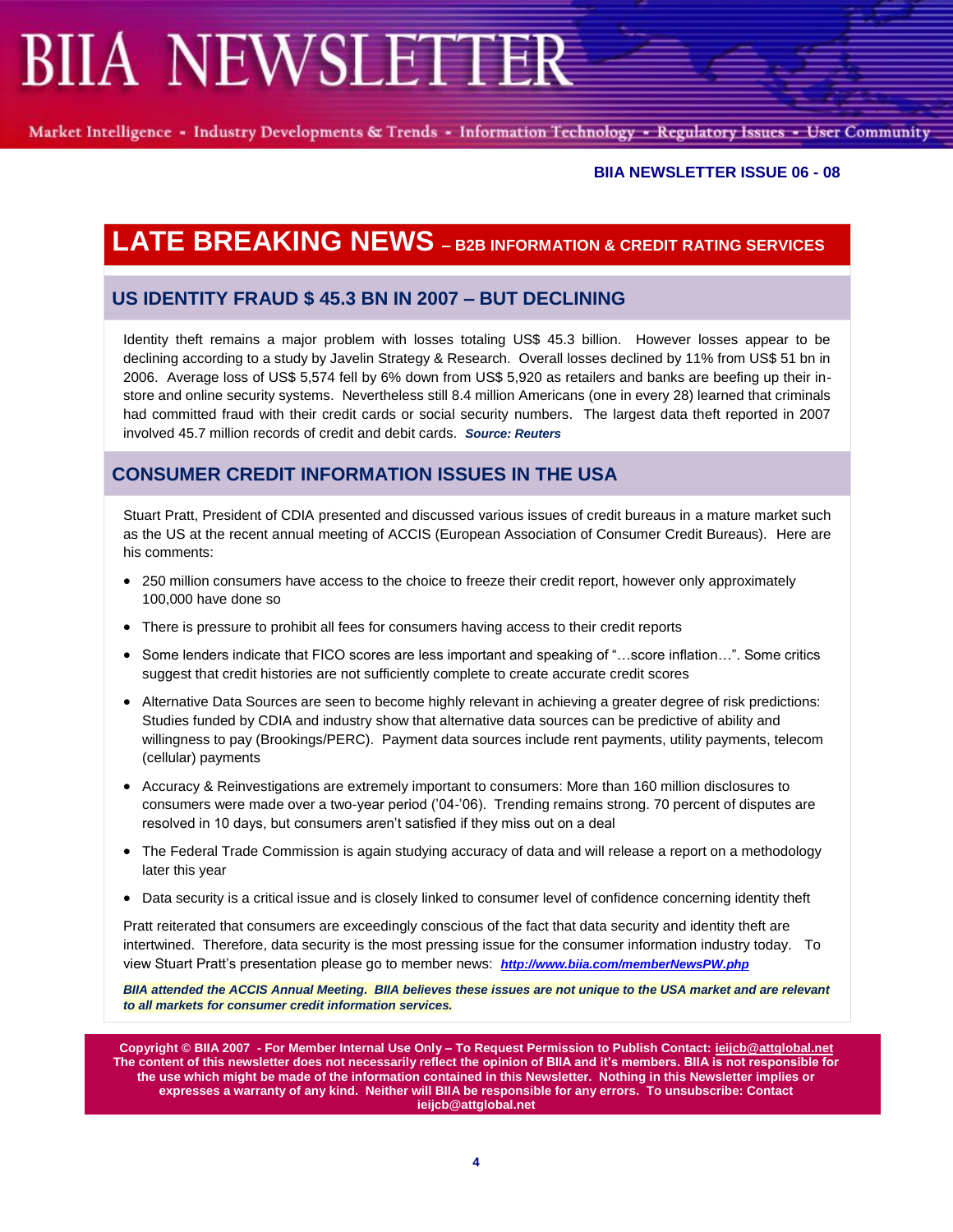# LATE BREAKING NEWS – B2B INFORMATION & CREDIT RATING SERVICES

## US IDENTITY FRAUD $ 45.3 BN IN 2007 – BUT DECLINING

Identity theft remains a major problem with losses totaling US$ 45.3 billion. However losses appear to be declining according to a study by Javelin Strategy & Research. Overall losses declined by 11% from US$ 51 bn in 2006. Average loss of US$ 5,574 fell by 6% down from US$ 5,920 as retailers and banks are beefing up their in-store and online security systems. Nevertheless still 8.4 million Americans (one in every 28) learned that criminals had committed fraud with their credit cards or social security numbers. The largest data theft reported in 2007 involved 45.7 million records of credit and debit cards. ***Source: Reuters***

## CONSUMER CREDIT INFORMATION ISSUES IN THE USA

Stuart Pratt, President of CDIA presented and discussed various issues of credit bureaus in a mature market such as the US at the recent annual meeting of ACCIS (European Association of Consumer Credit Bureaus). Here are his comments:

- 250 million consumers have access to the choice to freeze their credit report, however only approximately 100,000 have done so
- There is pressure to prohibit all fees for consumers having access to their credit reports
- Some lenders indicate that FICO scores are less important and speaking of "…score inflation…". Some critics suggest that credit histories are not sufficiently complete to create accurate credit scores
- Alternative Data Sources are seen to become highly relevant in achieving a greater degree of risk predictions: Studies funded by CDIA and industry show that alternative data sources can be predictive of ability and willingness to pay (Brookings/PERC). Payment data sources include rent payments, utility payments, telecom (cellular) payments
- Accuracy & Reinvestigations are extremely important to consumers: More than 160 million disclosures to consumers were made over a two-year period ('04-'06). Trending remains strong. 70 percent of disputes are resolved in 10 days, but consumers aren't satisfied if they miss out on a deal
- The Federal Trade Commission is again studying accuracy of data and will release a report on a methodology later this year
- Data security is a critical issue and is closely linked to consumer level of confidence concerning identity theft

Pratt reiterated that consumers are exceedingly conscious of the fact that data security and identity theft are intertwined. Therefore, data security is the most pressing issue for the consumer information industry today. To view Stuart Pratt's presentation please go to member news: ***http://www.biia.com/memberNewsPW.php***

***BIIA attended the ACCIS Annual Meeting. BIIA believes these issues are not unique to the USA market and are relevant to all markets for consumer credit information services.***

**Copyright © BIIA 2007 - For Member Internal Use Only – To Request Permission to Publish Contact: ieijcb@attglobal.net The content of this newsletter does not necessarily reflect the opinion of BIIA and it's members. BIIA is not responsible for the use which might be made of the information contained in this Newsletter. Nothing in this Newsletter implies or expresses a warranty of any kind. Neither will BIIA be responsible for any errors. To unsubscribe: Contact ieijcb@attglobal.net**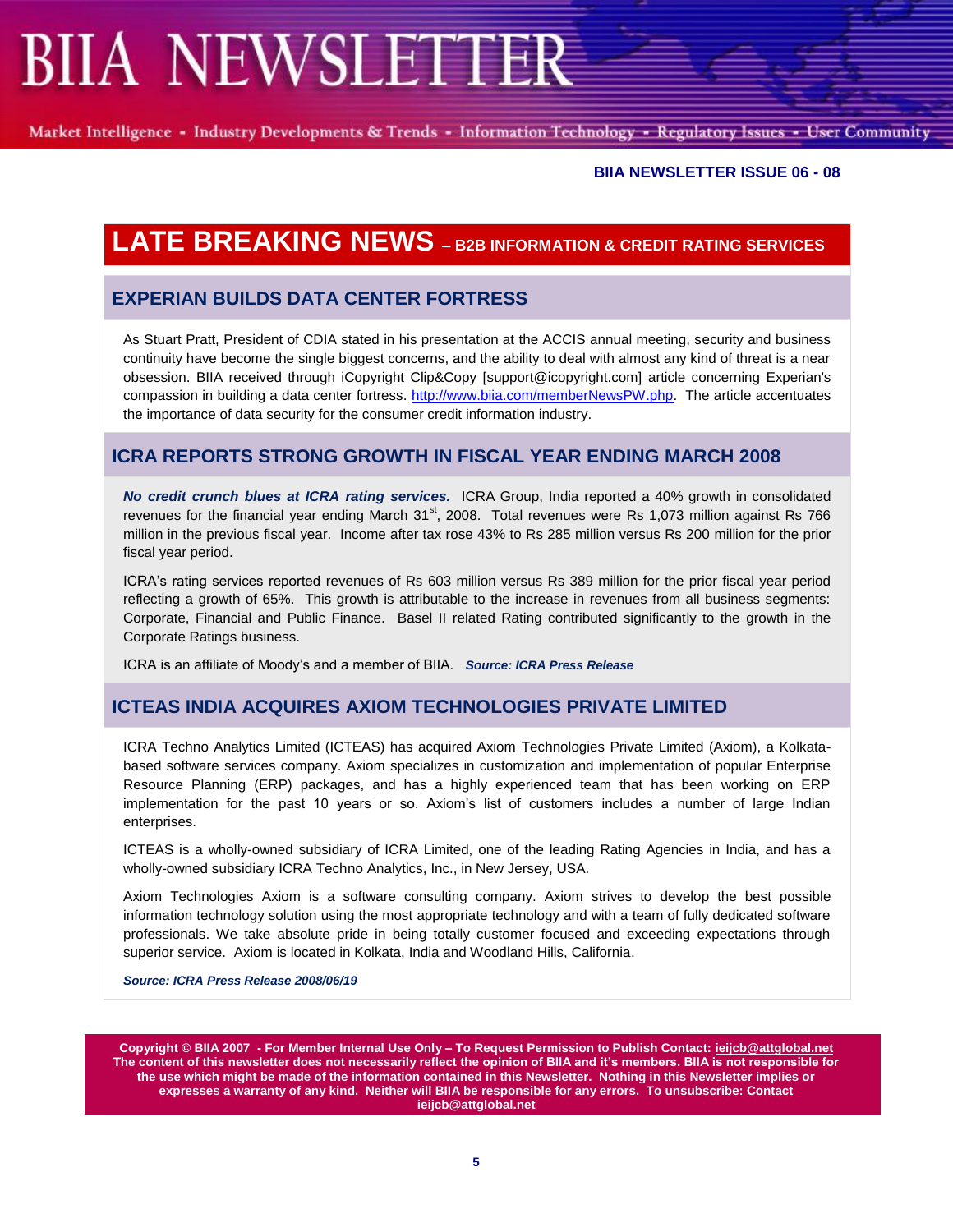# LATE BREAKING NEWS – B2B INFORMATION & CREDIT RATING SERVICES

## EXPERIAN BUILDS DATA CENTER FORTRESS

As Stuart Pratt, President of CDIA stated in his presentation at the ACCIS annual meeting, security and business continuity have become the single biggest concerns, and the ability to deal with almost any kind of threat is a near obsession. BIIA received through iCopyright Clip&Copy [support@icopyright.com] article concerning Experian's compassion in building a data center fortress. http://www.biia.com/memberNewsPW.php. The article accentuates the importance of data security for the consumer credit information industry.

## ICRA REPORTS STRONG GROWTH IN FISCAL YEAR ENDING MARCH 2008

***No credit crunch blues at ICRA rating services.*** ICRA Group, India reported a 40% growth in consolidated revenues for the financial year ending March 31st, 2008. Total revenues were Rs 1,073 million against Rs 766 million in the previous fiscal year. Income after tax rose 43% to Rs 285 million versus Rs 200 million for the prior fiscal year period.

ICRA's rating services reported revenues of Rs 603 million versus Rs 389 million for the prior fiscal year period reflecting a growth of 65%. This growth is attributable to the increase in revenues from all business segments: Corporate, Financial and Public Finance. Basel II related Rating contributed significantly to the growth in the Corporate Ratings business.

ICRA is an affiliate of Moody's and a member of BIIA. ***Source: ICRA Press Release***

## ICTEAS INDIA ACQUIRES AXIOM TECHNOLOGIES PRIVATE LIMITED

ICRA Techno Analytics Limited (ICTEAS) has acquired Axiom Technologies Private Limited (Axiom), a Kolkata-based software services company. Axiom specializes in customization and implementation of popular Enterprise Resource Planning (ERP) packages, and has a highly experienced team that has been working on ERP implementation for the past 10 years or so. Axiom's list of customers includes a number of large Indian enterprises.

ICTEAS is a wholly-owned subsidiary of ICRA Limited, one of the leading Rating Agencies in India, and has a wholly-owned subsidiary ICRA Techno Analytics, Inc., in New Jersey, USA.

Axiom Technologies Axiom is a software consulting company. Axiom strives to develop the best possible information technology solution using the most appropriate technology and with a team of fully dedicated software professionals. We take absolute pride in being totally customer focused and exceeding expectations through superior service. Axiom is located in Kolkata, India and Woodland Hills, California.

***Source: ICRA Press Release 2008/06/19***

**Copyright © BIIA 2007 - For Member Internal Use Only – To Request Permission to Publish Contact: ieijcb@attglobal.net The content of this newsletter does not necessarily reflect the opinion of BIIA and it's members. BIIA is not responsible for the use which might be made of the information contained in this Newsletter. Nothing in this Newsletter implies or expresses a warranty of any kind. Neither will BIIA be responsible for any errors. To unsubscribe: Contact ieijcb@attglobal.net**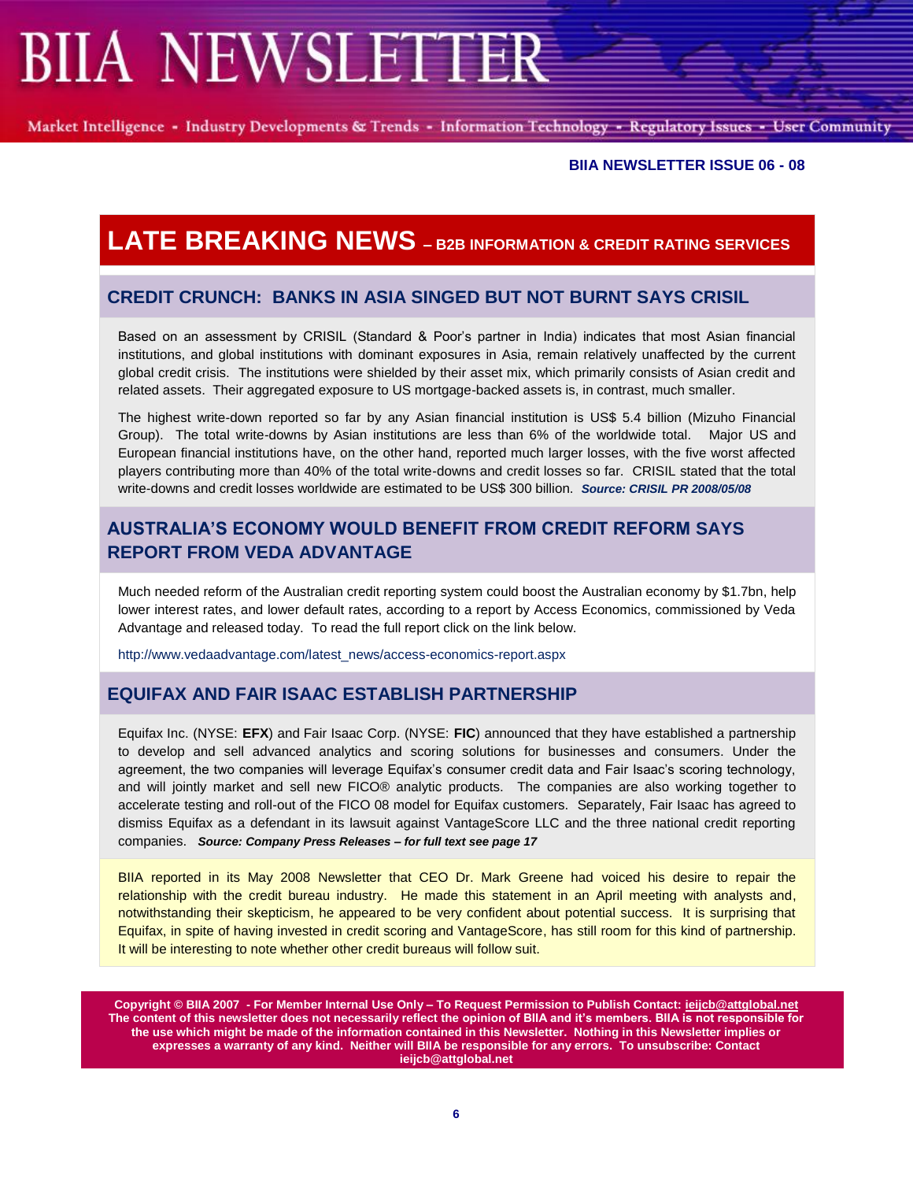**BIIA NEWSLETTER ISSUE 06 - 08**

# LATE BREAKING NEWS – B2B INFORMATION & CREDIT RATING SERVICES

## CREDIT CRUNCH: BANKS IN ASIA SINGED BUT NOT BURNT SAYS CRISIL

Based on an assessment by CRISIL (Standard & Poor's partner in India) indicates that most Asian financial institutions, and global institutions with dominant exposures in Asia, remain relatively unaffected by the current global credit crisis. The institutions were shielded by their asset mix, which primarily consists of Asian credit and related assets. Their aggregated exposure to US mortgage-backed assets is, in contrast, much smaller.

The highest write-down reported so far by any Asian financial institution is US$ 5.4 billion (Mizuho Financial Group). The total write-downs by Asian institutions are less than 6% of the worldwide total. Major US and European financial institutions have, on the other hand, reported much larger losses, with the five worst affected players contributing more than 40% of the total write-downs and credit losses so far. CRISIL stated that the total write-downs and credit losses worldwide are estimated to be US$ 300 billion. ***Source: CRISIL PR 2008/05/08***

## AUSTRALIA'S ECONOMY WOULD BENEFIT FROM CREDIT REFORM SAYS REPORT FROM VEDA ADVANTAGE

Much needed reform of the Australian credit reporting system could boost the Australian economy by $1.7bn, help lower interest rates, and lower default rates, according to a report by Access Economics, commissioned by Veda Advantage and released today. To read the full report click on the link below.

http://www.vedaadvantage.com/latest_news/access-economics-report.aspx

## EQUIFAX AND FAIR ISAAC ESTABLISH PARTNERSHIP

Equifax Inc. (NYSE: **EFX**) and Fair Isaac Corp. (NYSE: **FIC**) announced that they have established a partnership to develop and sell advanced analytics and scoring solutions for businesses and consumers. Under the agreement, the two companies will leverage Equifax's consumer credit data and Fair Isaac's scoring technology, and will jointly market and sell new FICO® analytic products. The companies are also working together to accelerate testing and roll-out of the FICO 08 model for Equifax customers. Separately, Fair Isaac has agreed to dismiss Equifax as a defendant in its lawsuit against VantageScore LLC and the three national credit reporting companies. ***Source: Company Press Releases – for full text see page 17***

BIIA reported in its May 2008 Newsletter that CEO Dr. Mark Greene had voiced his desire to repair the relationship with the credit bureau industry. He made this statement in an April meeting with analysts and, notwithstanding their skepticism, he appeared to be very confident about potential success. It is surprising that Equifax, in spite of having invested in credit scoring and VantageScore, has still room for this kind of partnership. It will be interesting to note whether other credit bureaus will follow suit.

**Copyright © BIIA 2007 - For Member Internal Use Only – To Request Permission to Publish Contact: ieijcb@attglobal.net The content of this newsletter does not necessarily reflect the opinion of BIIA and it's members. BIIA is not responsible for the use which might be made of the information contained in this Newsletter. Nothing in this Newsletter implies or expresses a warranty of any kind. Neither will BIIA be responsible for any errors. To unsubscribe: Contact ieijcb@attglobal.net**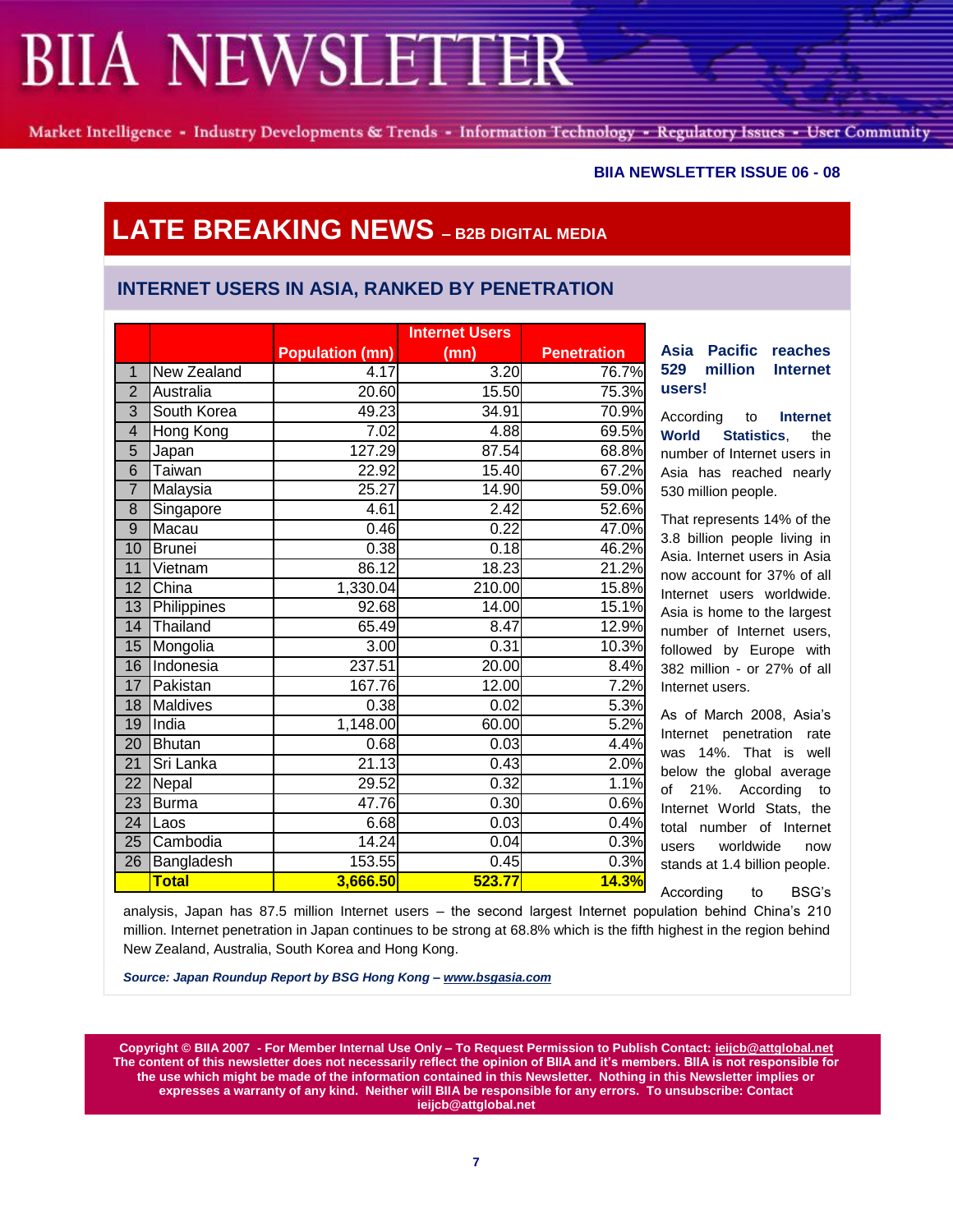# BIIA NEWSLETTER

Market Intelligence - Industry Developments & Trends - Information Technology - Regulatory Issues - User Community

**BIIA NEWSLETTER ISSUE 06 - 08**

## LATE BREAKING NEWS – B2B DIGITAL MEDIA

### INTERNET USERS IN ASIA, RANKED BY PENETRATION

| | | Population (mn) | Internet Users (mn) | Penetration |
|---|---|---|---|---|
| 1 | New Zealand | 4.17 | 3.20 | 76.7% |
| 2 | Australia | 20.60 | 15.50 | 75.3% |
| 3 | South Korea | 49.23 | 34.91 | 70.9% |
| 4 | Hong Kong | 7.02 | 4.88 | 69.5% |
| 5 | Japan | 127.29 | 87.54 | 68.8% |
| 6 | Taiwan | 22.92 | 15.40 | 67.2% |
| 7 | Malaysia | 25.27 | 14.90 | 59.0% |
| 8 | Singapore | 4.61 | 2.42 | 52.6% |
| 9 | Macau | 0.46 | 0.22 | 47.0% |
| 10 | Brunei | 0.38 | 0.18 | 46.2% |
| 11 | Vietnam | 86.12 | 18.23 | 21.2% |
| 12 | China | 1,330.04 | 210.00 | 15.8% |
| 13 | Philippines | 92.68 | 14.00 | 15.1% |
| 14 | Thailand | 65.49 | 8.47 | 12.9% |
| 15 | Mongolia | 3.00 | 0.31 | 10.3% |
| 16 | Indonesia | 237.51 | 20.00 | 8.4% |
| 17 | Pakistan | 167.76 | 12.00 | 7.2% |
| 18 | Maldives | 0.38 | 0.02 | 5.3% |
| 19 | India | 1,148.00 | 60.00 | 5.2% |
| 20 | Bhutan | 0.68 | 0.03 | 4.4% |
| 21 | Sri Lanka | 21.13 | 0.43 | 2.0% |
| 22 | Nepal | 29.52 | 0.32 | 1.1% |
| 23 | Burma | 47.76 | 0.30 | 0.6% |
| 24 | Laos | 6.68 | 0.03 | 0.4% |
| 25 | Cambodia | 14.24 | 0.04 | 0.3% |
| 26 | Bangladesh | 153.55 | 0.45 | 0.3% |
| | **Total** | **3,666.50** | **523.77** | **14.3%** |

**Asia Pacific reaches 529 million Internet users!**

According to **Internet World Statistics**, the number of Internet users in Asia has reached nearly 530 million people.

That represents 14% of the 3.8 billion people living in Asia. Internet users in Asia now account for 37% of all Internet users worldwide. Asia is home to the largest number of Internet users, followed by Europe with 382 million - or 27% of all Internet users.

As of March 2008, Asia's Internet penetration rate was 14%. That is well below the global average of 21%. According to Internet World Stats, the total number of Internet users worldwide now stands at 1.4 billion people.

According to BSG's analysis, Japan has 87.5 million Internet users – the second largest Internet population behind China's 210 million. Internet penetration in Japan continues to be strong at 68.8% which is the fifth highest in the region behind New Zealand, Australia, South Korea and Hong Kong.

***Source: Japan Roundup Report by BSG Hong Kong – www.bsgasia.com***

**Copyright © BIIA 2007 - For Member Internal Use Only – To Request Permission to Publish Contact: ieijcb@attglobal.net The content of this newsletter does not necessarily reflect the opinion of BIIA and it's members. BIIA is not responsible for the use which might be made of the information contained in this Newsletter. Nothing in this Newsletter implies or expresses a warranty of any kind. Neither will BIIA be responsible for any errors. To unsubscribe: Contact ieijcb@attglobal.net**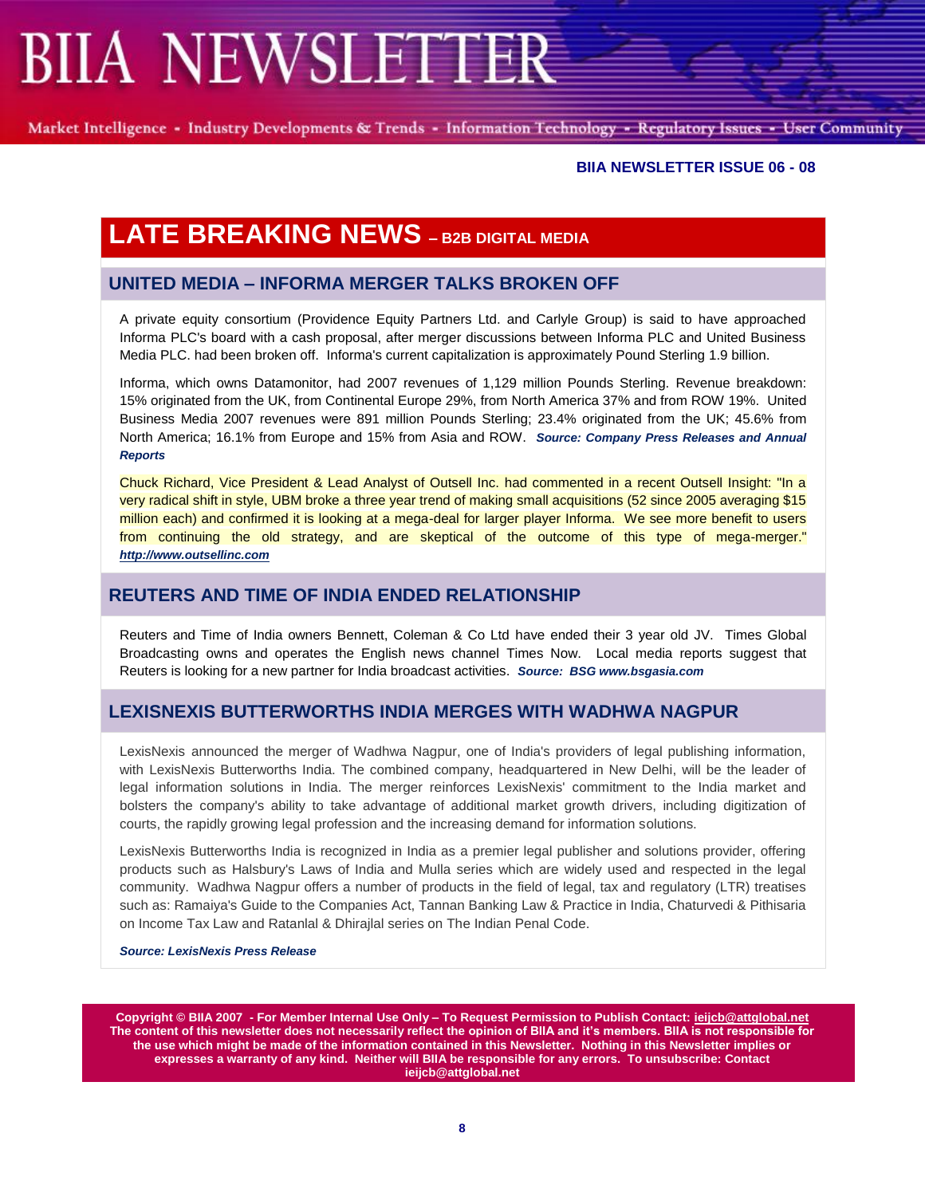# LATE BREAKING NEWS – B2B DIGITAL MEDIA

## UNITED MEDIA – INFORMA MERGER TALKS BROKEN OFF

A private equity consortium (Providence Equity Partners Ltd. and Carlyle Group) is said to have approached Informa PLC's board with a cash proposal, after merger discussions between Informa PLC and United Business Media PLC. had been broken off. Informa's current capitalization is approximately Pound Sterling 1.9 billion.

Informa, which owns Datamonitor, had 2007 revenues of 1,129 million Pounds Sterling. Revenue breakdown: 15% originated from the UK, from Continental Europe 29%, from North America 37% and from ROW 19%. United Business Media 2007 revenues were 891 million Pounds Sterling; 23.4% originated from the UK; 45.6% from North America; 16.1% from Europe and 15% from Asia and ROW. ***Source: Company Press Releases and Annual Reports***

Chuck Richard, Vice President & Lead Analyst of Outsell Inc. had commented in a recent Outsell Insight: "In a very radical shift in style, UBM broke a three year trend of making small acquisitions (52 since 2005 averaging $15 million each) and confirmed it is looking at a mega-deal for larger player Informa. We see more benefit to users from continuing the old strategy, and are skeptical of the outcome of this type of mega-merger." ***http://www.outsellinc.com***

## REUTERS AND TIME OF INDIA ENDED RELATIONSHIP

Reuters and Time of India owners Bennett, Coleman & Co Ltd have ended their 3 year old JV. Times Global Broadcasting owns and operates the English news channel Times Now. Local media reports suggest that Reuters is looking for a new partner for India broadcast activities. ***Source: BSG www.bsgasia.com***

## LEXISNEXIS BUTTERWORTHS INDIA MERGES WITH WADHWA NAGPUR

LexisNexis announced the merger of Wadhwa Nagpur, one of India's providers of legal publishing information, with LexisNexis Butterworths India. The combined company, headquartered in New Delhi, will be the leader of legal information solutions in India. The merger reinforces LexisNexis' commitment to the India market and bolsters the company's ability to take advantage of additional market growth drivers, including digitization of courts, the rapidly growing legal profession and the increasing demand for information solutions.

LexisNexis Butterworths India is recognized in India as a premier legal publisher and solutions provider, offering products such as Halsbury's Laws of India and Mulla series which are widely used and respected in the legal community. Wadhwa Nagpur offers a number of products in the field of legal, tax and regulatory (LTR) treatises such as: Ramaiya's Guide to the Companies Act, Tannan Banking Law & Practice in India, Chaturvedi & Pithisaria on Income Tax Law and Ratanlal & Dhirajlal series on The Indian Penal Code.

***Source: LexisNexis Press Release***

**Copyright © BIIA 2007 - For Member Internal Use Only – To Request Permission to Publish Contact: ieijcb@attglobal.net The content of this newsletter does not necessarily reflect the opinion of BIIA and it's members. BIIA is not responsible for the use which might be made of the information contained in this Newsletter. Nothing in this Newsletter implies or expresses a warranty of any kind. Neither will BIIA be responsible for any errors. To unsubscribe: Contact ieijcb@attglobal.net**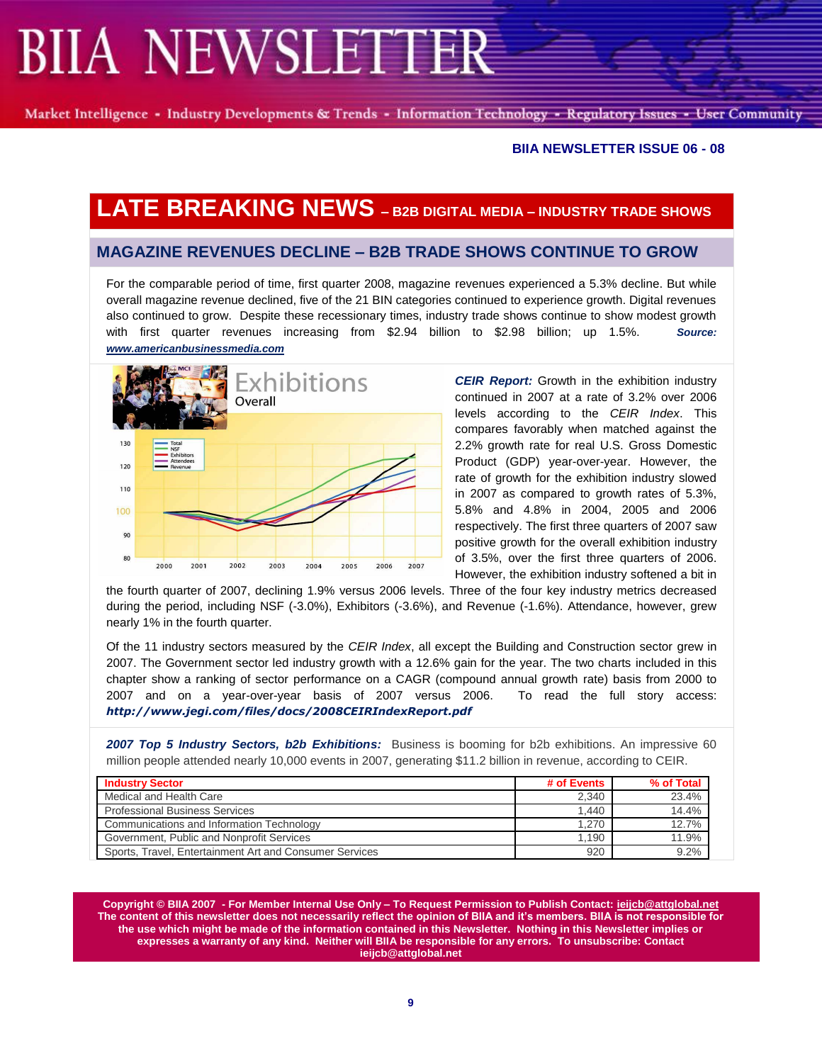# LATE BREAKING NEWS – B2B DIGITAL MEDIA – INDUSTRY TRADE SHOWS

## MAGAZINE REVENUES DECLINE – B2B TRADE SHOWS CONTINUE TO GROW

For the comparable period of time, first quarter 2008, magazine revenues experienced a 5.3% decline. But while overall magazine revenue declined, five of the 21 BIN categories continued to experience growth. Digital revenues also continued to grow. Despite these recessionary times, industry trade shows continue to show modest growth with first quarter revenues increasing from $2.94 billion to $2.98 billion; up 1.5%. ***Source:*** ***www.americanbusinessmedia.com***

***CEIR Report:*** Growth in the exhibition industry continued in 2007 at a rate of 3.2% over 2006 levels according to the *CEIR Index*. This compares favorably when matched against the 2.2% growth rate for real U.S. Gross Domestic Product (GDP) year-over-year. However, the rate of growth for the exhibition industry slowed in 2007 as compared to growth rates of 5.3%, 5.8% and 4.8% in 2004, 2005 and 2006 respectively. The first three quarters of 2007 saw positive growth for the overall exhibition industry of 3.5%, over the first three quarters of 2006. However, the exhibition industry softened a bit in the fourth quarter of 2007, declining 1.9% versus 2006 levels. Three of the four key industry metrics decreased during the period, including NSF (-3.0%), Exhibitors (-3.6%), and Revenue (-1.6%). Attendance, however, grew nearly 1% in the fourth quarter.

Of the 11 industry sectors measured by the *CEIR Index*, all except the Building and Construction sector grew in 2007. The Government sector led industry growth with a 12.6% gain for the year. The two charts included in this chapter show a ranking of sector performance on a CAGR (compound annual growth rate) basis from 2000 to 2007 and on a year-over-year basis of 2007 versus 2006. To read the full story access: ***http://www.jegi.com/files/docs/2008CEIRIndexReport.pdf***

***2007 Top 5 Industry Sectors, b2b Exhibitions:*** Business is booming for b2b exhibitions. An impressive 60 million people attended nearly 10,000 events in 2007, generating $11.2 billion in revenue, according to CEIR.

| Industry Sector | # of Events | % of Total |
|---|---|---|
| Medical and Health Care | 2,340 | 23.4% |
| Professional Business Services | 1,440 | 14.4% |
| Communications and Information Technology | 1,270 | 12.7% |
| Government, Public and Nonprofit Services | 1,190 | 11.9% |
| Sports, Travel, Entertainment Art and Consumer Services | 920 | 9.2% |

**Copyright © BIIA 2007 - For Member Internal Use Only – To Request Permission to Publish Contact: ieijcb@attglobal.net The content of this newsletter does not necessarily reflect the opinion of BIIA and it's members. BIIA is not responsible for the use which might be made of the information contained in this Newsletter. Nothing in this Newsletter implies or expresses a warranty of any kind. Neither will BIIA be responsible for any errors. To unsubscribe: Contact ieijcb@attglobal.net**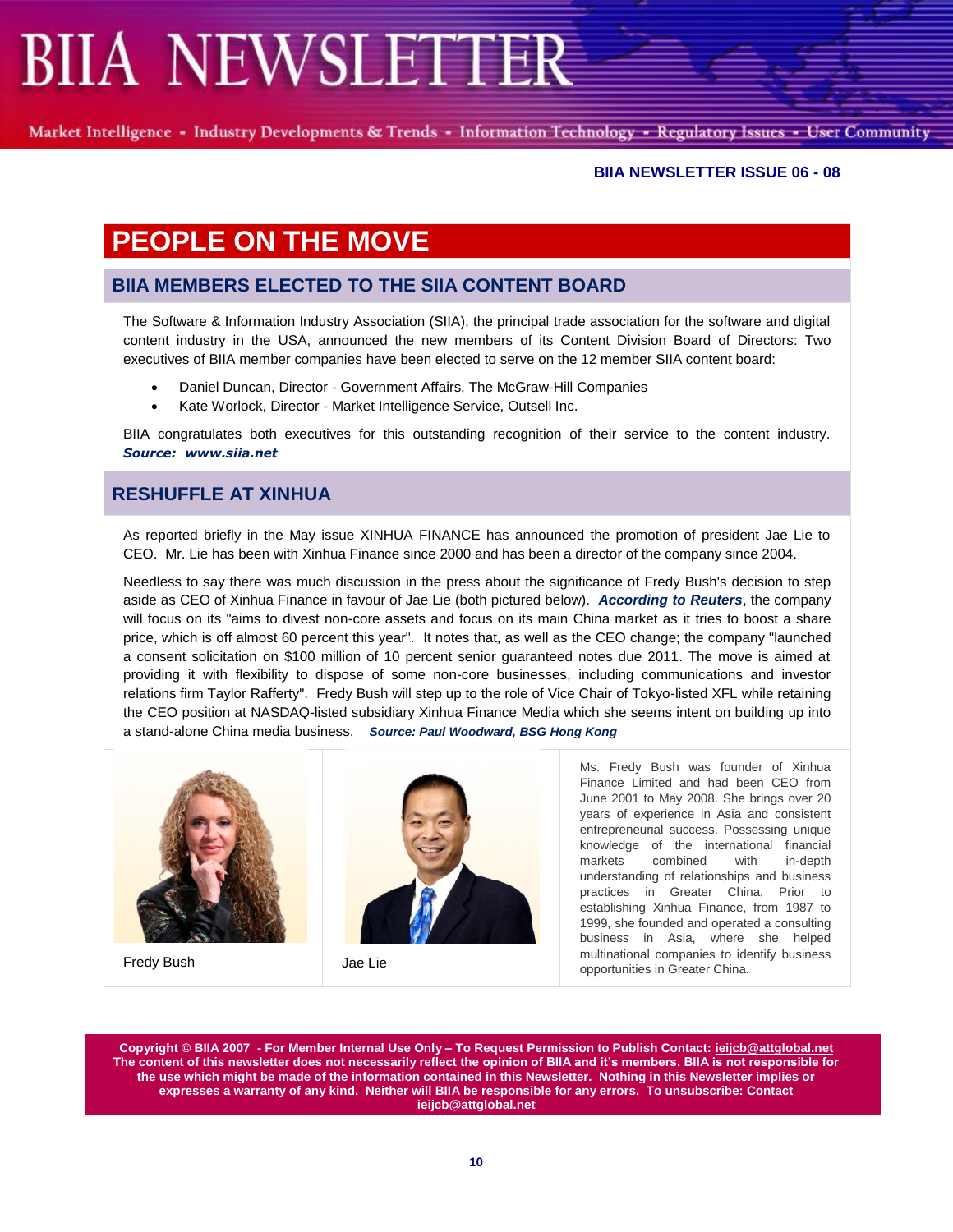# PEOPLE ON THE MOVE

## BIIA MEMBERS ELECTED TO THE SIIA CONTENT BOARD

The Software & Information Industry Association (SIIA), the principal trade association for the software and digital content industry in the USA, announced the new members of its Content Division Board of Directors: Two executives of BIIA member companies have been elected to serve on the 12 member SIIA content board:

- Daniel Duncan, Director - Government Affairs, The McGraw-Hill Companies
- Kate Worlock, Director - Market Intelligence Service, Outsell Inc.

BIIA congratulates both executives for this outstanding recognition of their service to the content industry. ***Source: www.siia.net***

## RESHUFFLE AT XINHUA

As reported briefly in the May issue XINHUA FINANCE has announced the promotion of president Jae Lie to CEO. Mr. Lie has been with Xinhua Finance since 2000 and has been a director of the company since 2004.

Needless to say there was much discussion in the press about the significance of Fredy Bush's decision to step aside as CEO of Xinhua Finance in favour of Jae Lie (both pictured below). ***According to Reuters***, the company will focus on its "aims to divest non-core assets and focus on its main China market as it tries to boost a share price, which is off almost 60 percent this year". It notes that, as well as the CEO change; the company "launched a consent solicitation on $100 million of 10 percent senior guaranteed notes due 2011. The move is aimed at providing it with flexibility to dispose of some non-core businesses, including communications and investor relations firm Taylor Rafferty". Fredy Bush will step up to the role of Vice Chair of Tokyo-listed XFL while retaining the CEO position at NASDAQ-listed subsidiary Xinhua Finance Media which she seems intent on building up into a stand-alone China media business. ***Source: Paul Woodward, BSG Hong Kong***

Fredy Bush

Jae Lie

Ms. Fredy Bush was founder of Xinhua Finance Limited and had been CEO from June 2001 to May 2008. She brings over 20 years of experience in Asia and consistent entrepreneurial success. Possessing unique knowledge of the international financial markets combined with in-depth understanding of relationships and business practices in Greater China, Prior to establishing Xinhua Finance, from 1987 to 1999, she founded and operated a consulting business in Asia, where she helped multinational companies to identify business opportunities in Greater China.

**Copyright © BIIA 2007 - For Member Internal Use Only – To Request Permission to Publish Contact: ieijcb@attglobal.net The content of this newsletter does not necessarily reflect the opinion of BIIA and it's members. BIIA is not responsible for the use which might be made of the information contained in this Newsletter. Nothing in this Newsletter implies or expresses a warranty of any kind. Neither will BIIA be responsible for any errors. To unsubscribe: Contact ieijcb@attglobal.net**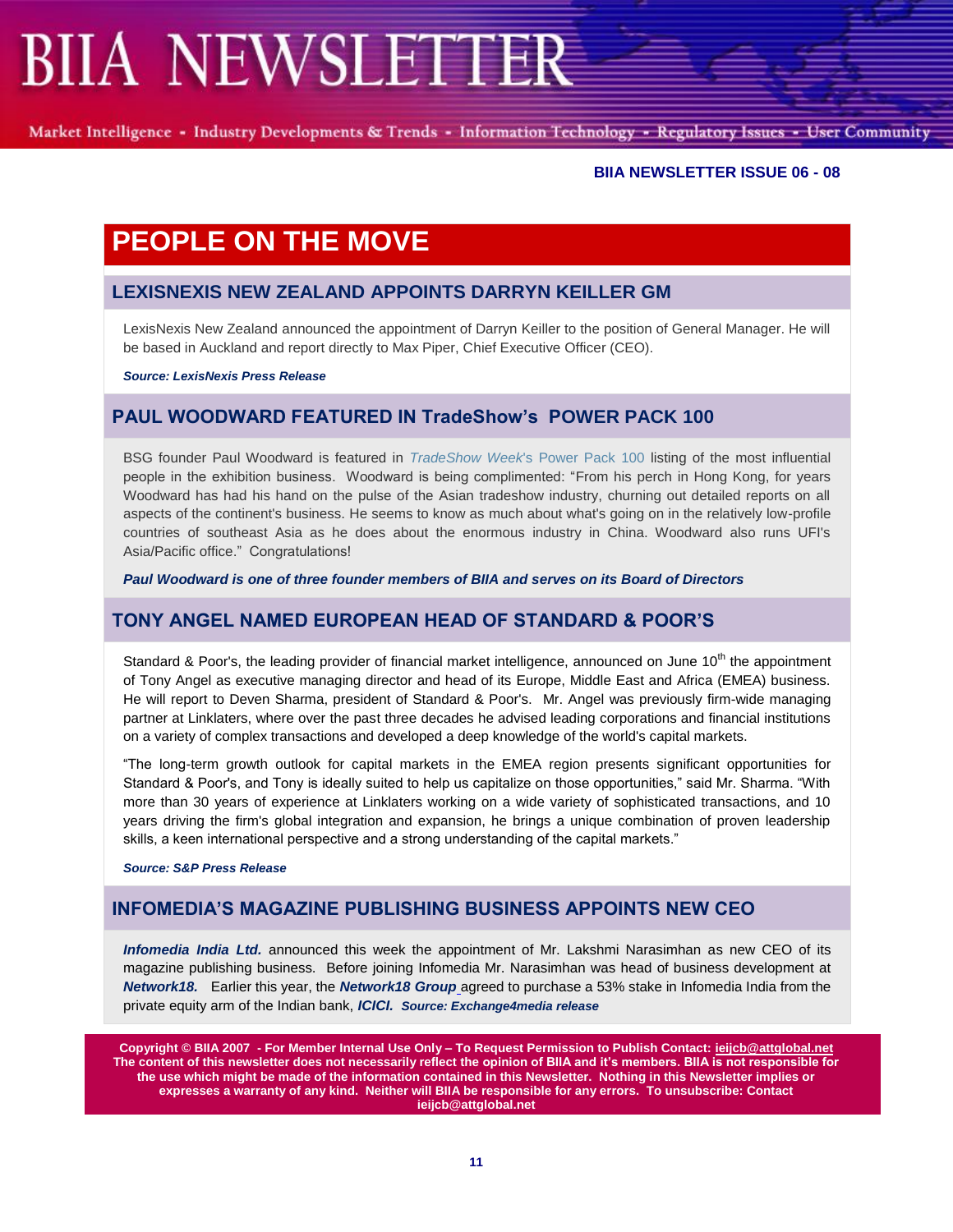**BIIA NEWSLETTER ISSUE 06 - 08**

# PEOPLE ON THE MOVE

## LEXISNEXIS NEW ZEALAND APPOINTS DARRYN KEILLER GM

LexisNexis New Zealand announced the appointment of Darryn Keiller to the position of General Manager. He will be based in Auckland and report directly to Max Piper, Chief Executive Officer (CEO).

***Source: LexisNexis Press Release***

## PAUL WOODWARD FEATURED IN TradeShow's POWER PACK 100

BSG founder Paul Woodward is featured in *TradeShow Week*'s Power Pack 100 listing of the most influential people in the exhibition business. Woodward is being complimented: "From his perch in Hong Kong, for years Woodward has had his hand on the pulse of the Asian tradeshow industry, churning out detailed reports on all aspects of the continent's business. He seems to know as much about what's going on in the relatively low-profile countries of southeast Asia as he does about the enormous industry in China. Woodward also runs UFI's Asia/Pacific office." Congratulations!

***Paul Woodward is one of three founder members of BIIA and serves on its Board of Directors***

## TONY ANGEL NAMED EUROPEAN HEAD OF STANDARD & POOR'S

Standard & Poor's, the leading provider of financial market intelligence, announced on June 10th the appointment of Tony Angel as executive managing director and head of its Europe, Middle East and Africa (EMEA) business. He will report to Deven Sharma, president of Standard & Poor's. Mr. Angel was previously firm-wide managing partner at Linklaters, where over the past three decades he advised leading corporations and financial institutions on a variety of complex transactions and developed a deep knowledge of the world's capital markets.

"The long-term growth outlook for capital markets in the EMEA region presents significant opportunities for Standard & Poor's, and Tony is ideally suited to help us capitalize on those opportunities," said Mr. Sharma. "With more than 30 years of experience at Linklaters working on a wide variety of sophisticated transactions, and 10 years driving the firm's global integration and expansion, he brings a unique combination of proven leadership skills, a keen international perspective and a strong understanding of the capital markets."

***Source: S&P Press Release***

## INFOMEDIA'S MAGAZINE PUBLISHING BUSINESS APPOINTS NEW CEO

***Infomedia India Ltd.*** announced this week the appointment of Mr. Lakshmi Narasimhan as new CEO of its magazine publishing business. Before joining Infomedia Mr. Narasimhan was head of business development at ***Network18.*** Earlier this year, the ***Network18 Group*** agreed to purchase a 53% stake in Infomedia India from the private equity arm of the Indian bank, ***ICICI.*** ***Source: Exchange4media release***

**Copyright © BIIA 2007 - For Member Internal Use Only – To Request Permission to Publish Contact: ieijcb@attglobal.net The content of this newsletter does not necessarily reflect the opinion of BIIA and it's members. BIIA is not responsible for the use which might be made of the information contained in this Newsletter. Nothing in this Newsletter implies or expresses a warranty of any kind. Neither will BIIA be responsible for any errors. To unsubscribe: Contact ieijcb@attglobal.net**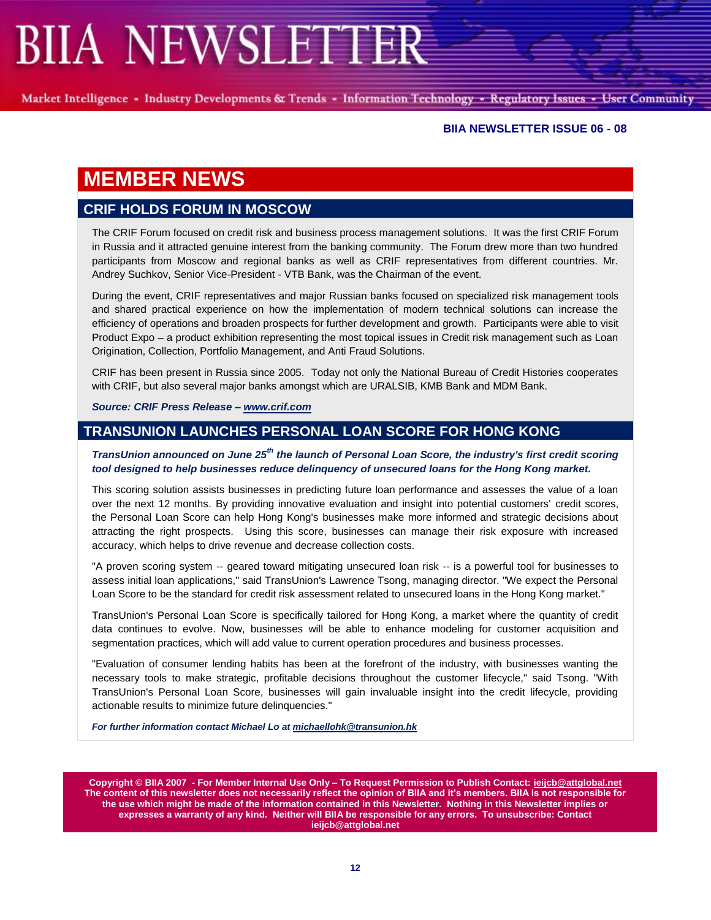## MEMBER NEWS

### CRIF HOLDS FORUM IN MOSCOW

The CRIF Forum focused on credit risk and business process management solutions. It was the first CRIF Forum in Russia and it attracted genuine interest from the banking community. The Forum drew more than two hundred participants from Moscow and regional banks as well as CRIF representatives from different countries. Mr. Andrey Suchkov, Senior Vice-President - VTB Bank, was the Chairman of the event.

During the event, CRIF representatives and major Russian banks focused on specialized risk management tools and shared practical experience on how the implementation of modern technical solutions can increase the efficiency of operations and broaden prospects for further development and growth. Participants were able to visit Product Expo – a product exhibition representing the most topical issues in Credit risk management such as Loan Origination, Collection, Portfolio Management, and Anti Fraud Solutions.

CRIF has been present in Russia since 2005. Today not only the National Bureau of Credit Histories cooperates with CRIF, but also several major banks amongst which are URALSIB, KMB Bank and MDM Bank.

***Source: CRIF Press Release – www.crif.com***

### TRANSUNION LAUNCHES PERSONAL LOAN SCORE FOR HONG KONG

***TransUnion announced on June 25th the launch of Personal Loan Score, the industry's first credit scoring tool designed to help businesses reduce delinquency of unsecured loans for the Hong Kong market.***

This scoring solution assists businesses in predicting future loan performance and assesses the value of a loan over the next 12 months. By providing innovative evaluation and insight into potential customers' credit scores, the Personal Loan Score can help Hong Kong's businesses make more informed and strategic decisions about attracting the right prospects. Using this score, businesses can manage their risk exposure with increased accuracy, which helps to drive revenue and decrease collection costs.

"A proven scoring system -- geared toward mitigating unsecured loan risk -- is a powerful tool for businesses to assess initial loan applications," said TransUnion's Lawrence Tsong, managing director. "We expect the Personal Loan Score to be the standard for credit risk assessment related to unsecured loans in the Hong Kong market."

TransUnion's Personal Loan Score is specifically tailored for Hong Kong, a market where the quantity of credit data continues to evolve. Now, businesses will be able to enhance modeling for customer acquisition and segmentation practices, which will add value to current operation procedures and business processes.

"Evaluation of consumer lending habits has been at the forefront of the industry, with businesses wanting the necessary tools to make strategic, profitable decisions throughout the customer lifecycle," said Tsong. "With TransUnion's Personal Loan Score, businesses will gain invaluable insight into the credit lifecycle, providing actionable results to minimize future delinquencies."

***For further information contact Michael Lo at michaellohk@transunion.hk***

**Copyright © BIIA 2007 - For Member Internal Use Only – To Request Permission to Publish Contact: ieijcb@attglobal.net The content of this newsletter does not necessarily reflect the opinion of BIIA and it's members. BIIA is not responsible for the use which might be made of the information contained in this Newsletter. Nothing in this Newsletter implies or expresses a warranty of any kind. Neither will BIIA be responsible for any errors. To unsubscribe: Contact ieijcb@attglobal.net**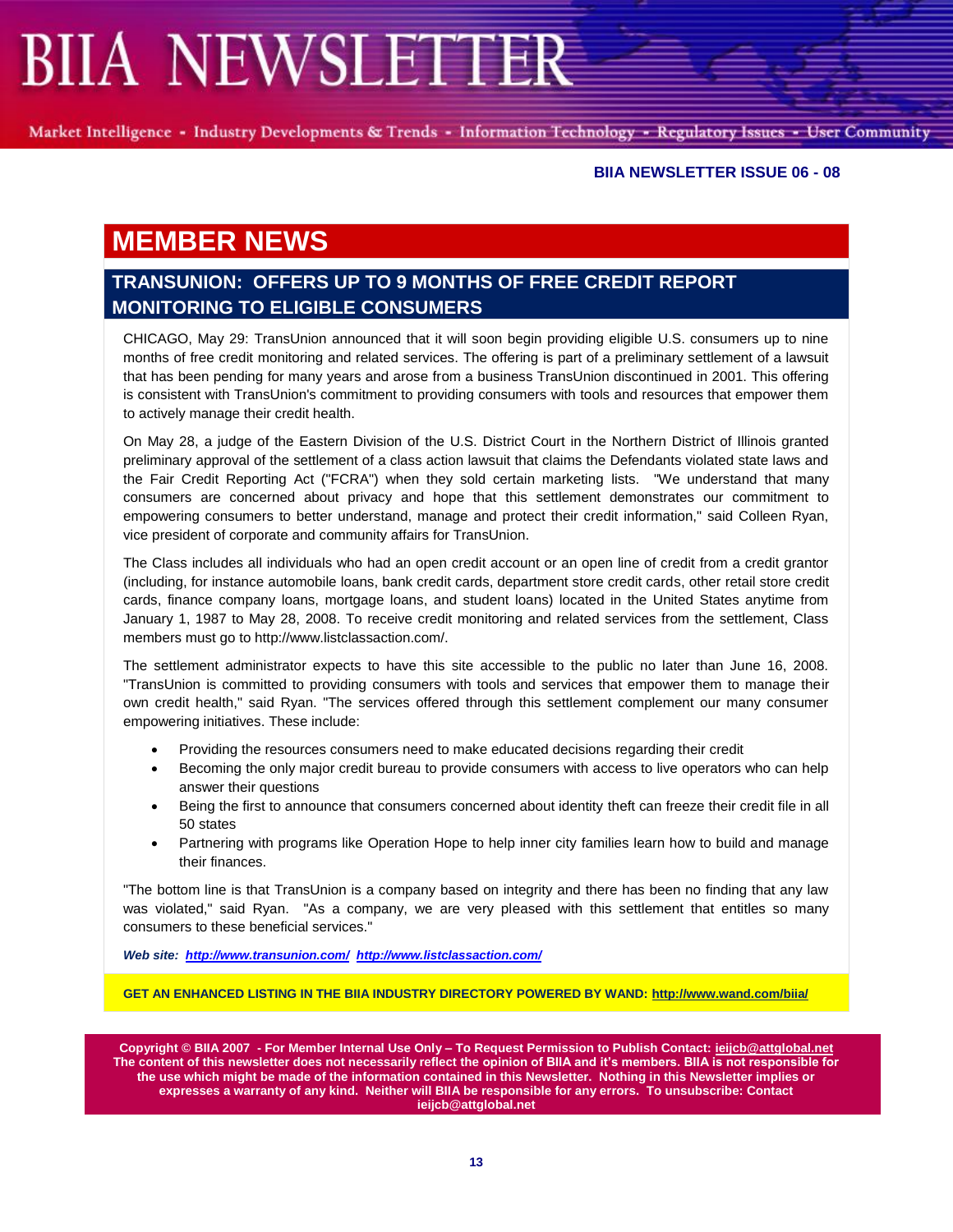## MEMBER NEWS

### TRANSUNION: OFFERS UP TO 9 MONTHS OF FREE CREDIT REPORT MONITORING TO ELIGIBLE CONSUMERS

CHICAGO, May 29: TransUnion announced that it will soon begin providing eligible U.S. consumers up to nine months of free credit monitoring and related services. The offering is part of a preliminary settlement of a lawsuit that has been pending for many years and arose from a business TransUnion discontinued in 2001. This offering is consistent with TransUnion's commitment to providing consumers with tools and resources that empower them to actively manage their credit health.

On May 28, a judge of the Eastern Division of the U.S. District Court in the Northern District of Illinois granted preliminary approval of the settlement of a class action lawsuit that claims the Defendants violated state laws and the Fair Credit Reporting Act ("FCRA") when they sold certain marketing lists. "We understand that many consumers are concerned about privacy and hope that this settlement demonstrates our commitment to empowering consumers to better understand, manage and protect their credit information," said Colleen Ryan, vice president of corporate and community affairs for TransUnion.

The Class includes all individuals who had an open credit account or an open line of credit from a credit grantor (including, for instance automobile loans, bank credit cards, department store credit cards, other retail store credit cards, finance company loans, mortgage loans, and student loans) located in the United States anytime from January 1, 1987 to May 28, 2008. To receive credit monitoring and related services from the settlement, Class members must go to http://www.listclassaction.com/.

The settlement administrator expects to have this site accessible to the public no later than June 16, 2008. "TransUnion is committed to providing consumers with tools and services that empower them to manage their own credit health," said Ryan. "The services offered through this settlement complement our many consumer empowering initiatives. These include:

- Providing the resources consumers need to make educated decisions regarding their credit
- Becoming the only major credit bureau to provide consumers with access to live operators who can help answer their questions
- Being the first to announce that consumers concerned about identity theft can freeze their credit file in all 50 states
- Partnering with programs like Operation Hope to help inner city families learn how to build and manage their finances.

"The bottom line is that TransUnion is a company based on integrity and there has been no finding that any law was violated," said Ryan. "As a company, we are very pleased with this settlement that entitles so many consumers to these beneficial services."

***Web site: http://www.transunion.com/ http://www.listclassaction.com/***

**GET AN ENHANCED LISTING IN THE BIIA INDUSTRY DIRECTORY POWERED BY WAND: http://www.wand.com/biia/**

**Copyright © BIIA 2007 - For Member Internal Use Only – To Request Permission to Publish Contact: ieijcb@attglobal.net The content of this newsletter does not necessarily reflect the opinion of BIIA and it's members. BIIA is not responsible for the use which might be made of the information contained in this Newsletter. Nothing in this Newsletter implies or expresses a warranty of any kind. Neither will BIIA be responsible for any errors. To unsubscribe: Contact ieijcb@attglobal.net**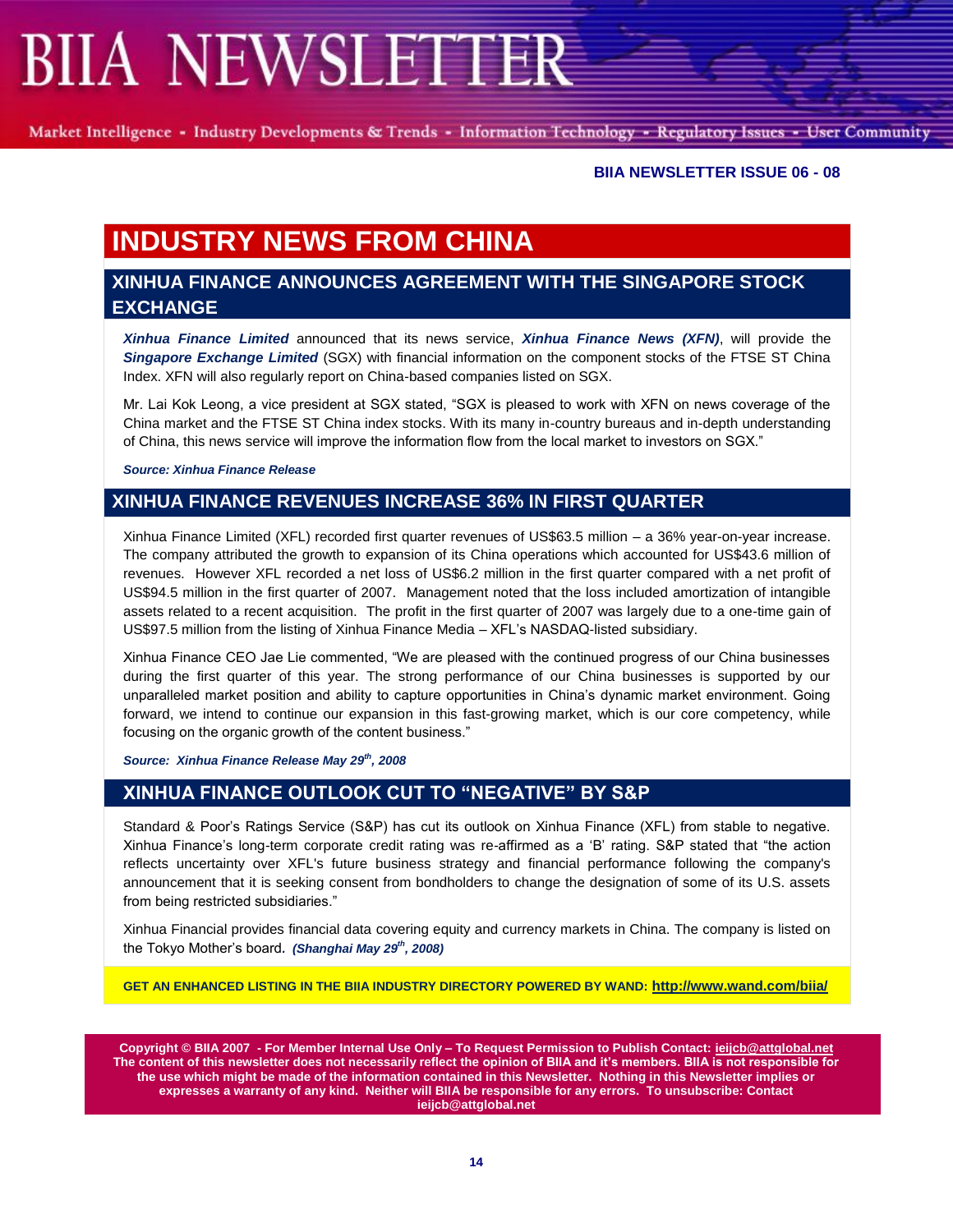**BIIA NEWSLETTER ISSUE 06 - 08**

# INDUSTRY NEWS FROM CHINA

## XINHUA FINANCE ANNOUNCES AGREEMENT WITH THE SINGAPORE STOCK EXCHANGE

***Xinhua Finance Limited*** announced that its news service, ***Xinhua Finance News (XFN)***, will provide the ***Singapore Exchange Limited*** (SGX) with financial information on the component stocks of the FTSE ST China Index. XFN will also regularly report on China-based companies listed on SGX.

Mr. Lai Kok Leong, a vice president at SGX stated, "SGX is pleased to work with XFN on news coverage of the China market and the FTSE ST China index stocks. With its many in-country bureaus and in-depth understanding of China, this news service will improve the information flow from the local market to investors on SGX."

***Source: Xinhua Finance Release***

## XINHUA FINANCE REVENUES INCREASE 36% IN FIRST QUARTER

Xinhua Finance Limited (XFL) recorded first quarter revenues of US$63.5 million – a 36% year-on-year increase. The company attributed the growth to expansion of its China operations which accounted for US$43.6 million of revenues. However XFL recorded a net loss of US$6.2 million in the first quarter compared with a net profit of US$94.5 million in the first quarter of 2007. Management noted that the loss included amortization of intangible assets related to a recent acquisition. The profit in the first quarter of 2007 was largely due to a one-time gain of US$97.5 million from the listing of Xinhua Finance Media – XFL's NASDAQ-listed subsidiary.

Xinhua Finance CEO Jae Lie commented, "We are pleased with the continued progress of our China businesses during the first quarter of this year. The strong performance of our China businesses is supported by our unparalleled market position and ability to capture opportunities in China's dynamic market environment. Going forward, we intend to continue our expansion in this fast-growing market, which is our core competency, while focusing on the organic growth of the content business."

***Source: Xinhua Finance Release May 29th, 2008***

## XINHUA FINANCE OUTLOOK CUT TO "NEGATIVE" BY S&P

Standard & Poor's Ratings Service (S&P) has cut its outlook on Xinhua Finance (XFL) from stable to negative. Xinhua Finance's long-term corporate credit rating was re-affirmed as a 'B' rating. S&P stated that "the action reflects uncertainty over XFL's future business strategy and financial performance following the company's announcement that it is seeking consent from bondholders to change the designation of some of its U.S. assets from being restricted subsidiaries."

Xinhua Financial provides financial data covering equity and currency markets in China. The company is listed on the Tokyo Mother's board. ***(Shanghai May 29th, 2008)***

**GET AN ENHANCED LISTING IN THE BIIA INDUSTRY DIRECTORY POWERED BY WAND: http://www.wand.com/biia/**

**Copyright © BIIA 2007 - For Member Internal Use Only – To Request Permission to Publish Contact: ieijcb@attglobal.net The content of this newsletter does not necessarily reflect the opinion of BIIA and it's members. BIIA is not responsible for the use which might be made of the information contained in this Newsletter. Nothing in this Newsletter implies or expresses a warranty of any kind. Neither will BIIA be responsible for any errors. To unsubscribe: Contact ieijcb@attglobal.net**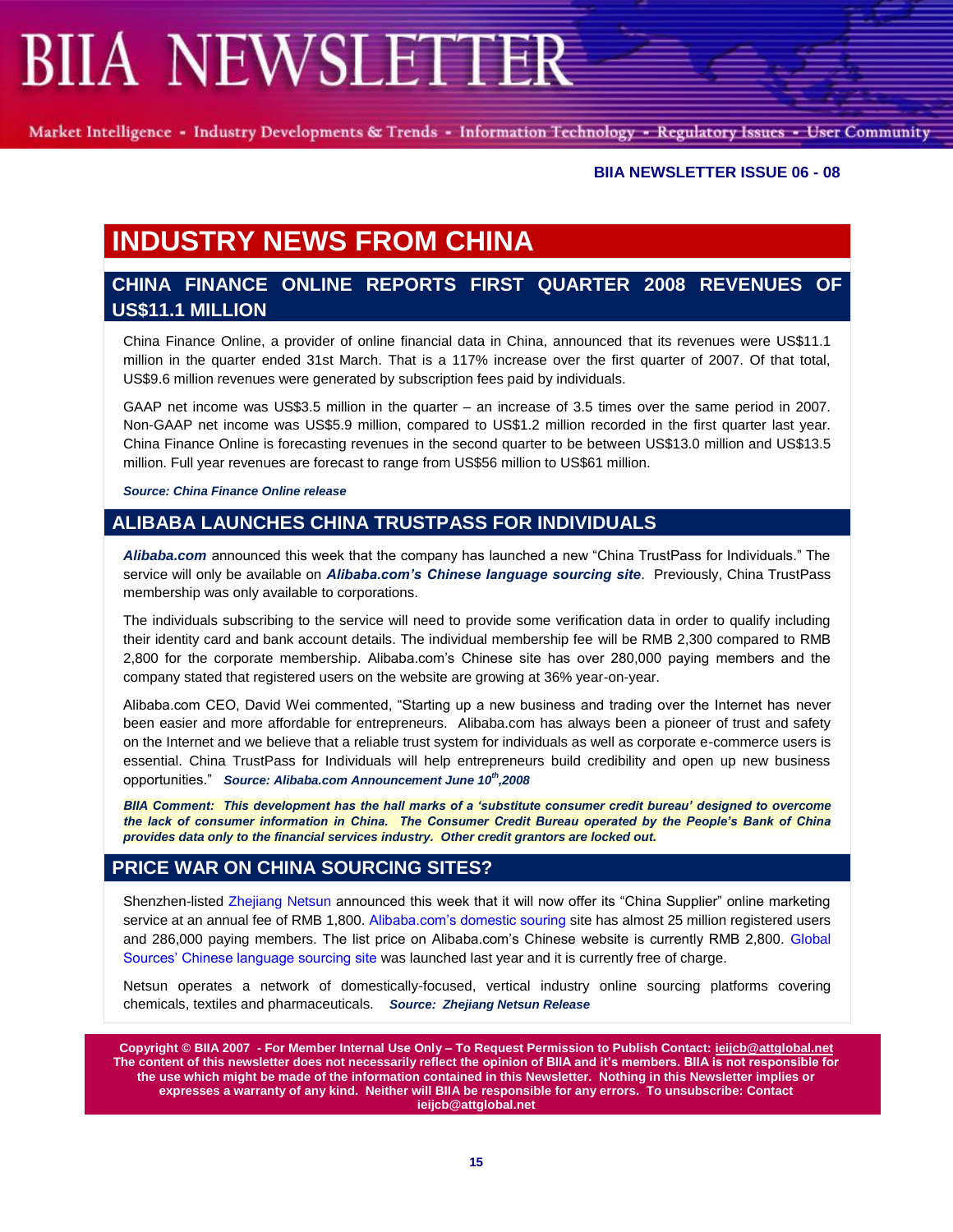**BIIA NEWSLETTER ISSUE 06 - 08**

# INDUSTRY NEWS FROM CHINA

## CHINA FINANCE ONLINE REPORTS FIRST QUARTER 2008 REVENUES OF US$11.1 MILLION

China Finance Online, a provider of online financial data in China, announced that its revenues were US$11.1 million in the quarter ended 31st March. That is a 117% increase over the first quarter of 2007. Of that total, US$9.6 million revenues were generated by subscription fees paid by individuals.

GAAP net income was US$3.5 million in the quarter – an increase of 3.5 times over the same period in 2007. Non-GAAP net income was US$5.9 million, compared to US$1.2 million recorded in the first quarter last year. China Finance Online is forecasting revenues in the second quarter to be between US$13.0 million and US$13.5 million. Full year revenues are forecast to range from US$56 million to US$61 million.

***Source: China Finance Online release***

## ALIBABA LAUNCHES CHINA TRUSTPASS FOR INDIVIDUALS

***Alibaba.com*** announced this week that the company has launched a new "China TrustPass for Individuals." The service will only be available on ***Alibaba.com's Chinese language sourcing site***. Previously, China TrustPass membership was only available to corporations.

The individuals subscribing to the service will need to provide some verification data in order to qualify including their identity card and bank account details. The individual membership fee will be RMB 2,300 compared to RMB 2,800 for the corporate membership. Alibaba.com's Chinese site has over 280,000 paying members and the company stated that registered users on the website are growing at 36% year-on-year.

Alibaba.com CEO, David Wei commented, "Starting up a new business and trading over the Internet has never been easier and more affordable for entrepreneurs. Alibaba.com has always been a pioneer of trust and safety on the Internet and we believe that a reliable trust system for individuals as well as corporate e-commerce users is essential. China TrustPass for Individuals will help entrepreneurs build credibility and open up new business opportunities." ***Source: Alibaba.com Announcement June 10th,2008***

***BIIA Comment: This development has the hall marks of a 'substitute consumer credit bureau' designed to overcome the lack of consumer information in China. The Consumer Credit Bureau operated by the People's Bank of China provides data only to the financial services industry. Other credit grantors are locked out.***

## PRICE WAR ON CHINA SOURCING SITES?

Shenzhen-listed Zhejiang Netsun announced this week that it will now offer its "China Supplier" online marketing service at an annual fee of RMB 1,800. Alibaba.com's domestic souring site has almost 25 million registered users and 286,000 paying members. The list price on Alibaba.com's Chinese website is currently RMB 2,800. Global Sources' Chinese language sourcing site was launched last year and it is currently free of charge.

Netsun operates a network of domestically-focused, vertical industry online sourcing platforms covering chemicals, textiles and pharmaceuticals. ***Source: Zhejiang Netsun Release***

**Copyright © BIIA 2007 - For Member Internal Use Only – To Request Permission to Publish Contact: ieijcb@attglobal.net The content of this newsletter does not necessarily reflect the opinion of BIIA and it's members. BIIA is not responsible for the use which might be made of the information contained in this Newsletter. Nothing in this Newsletter implies or expresses a warranty of any kind. Neither will BIIA be responsible for any errors. To unsubscribe: Contact ieijcb@attglobal.net**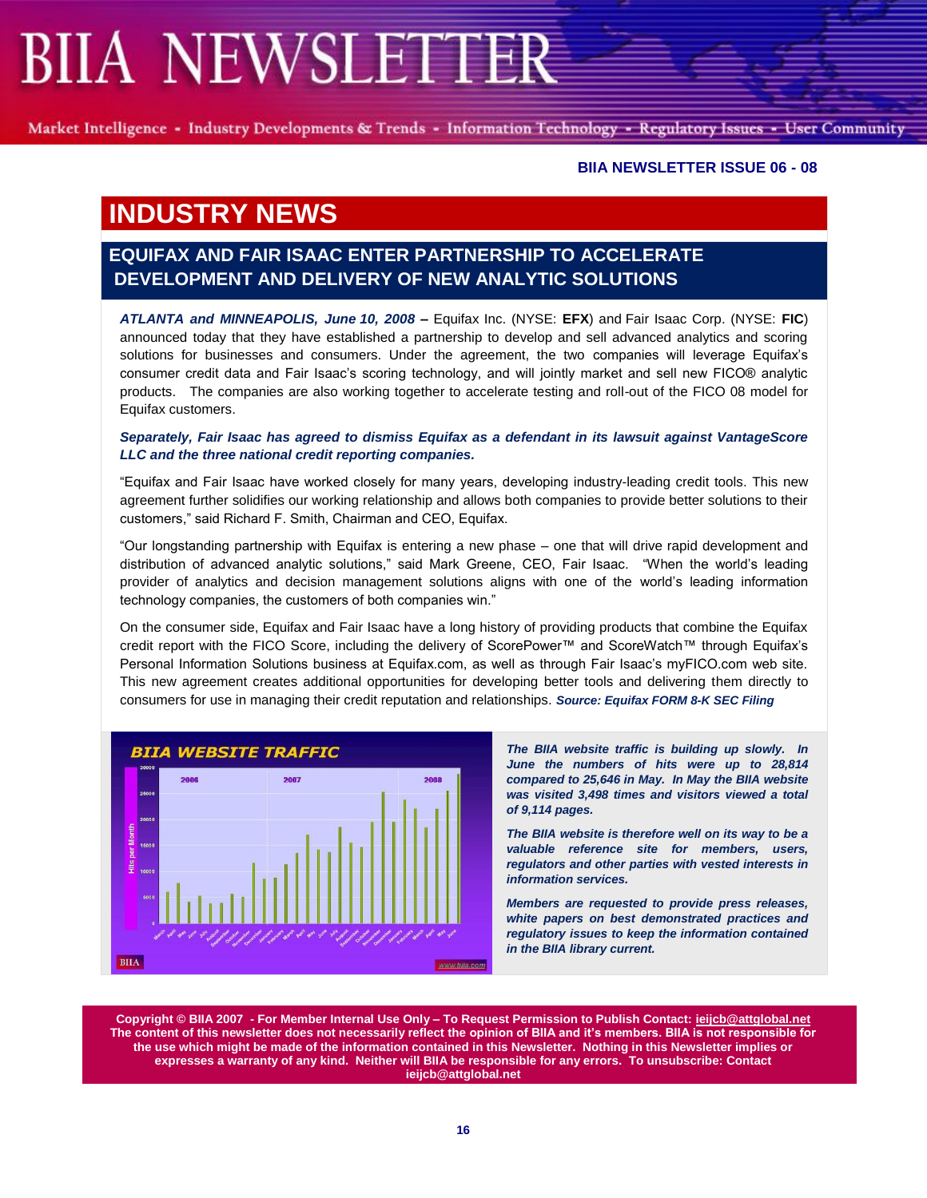# INDUSTRY NEWS

## EQUIFAX AND FAIR ISAAC ENTER PARTNERSHIP TO ACCELERATE DEVELOPMENT AND DELIVERY OF NEW ANALYTIC SOLUTIONS

***ATLANTA and MINNEAPOLIS, June 10, 2008*** **–** Equifax Inc. (NYSE: **EFX**) and Fair Isaac Corp. (NYSE: **FIC**) announced today that they have established a partnership to develop and sell advanced analytics and scoring solutions for businesses and consumers. Under the agreement, the two companies will leverage Equifax's consumer credit data and Fair Isaac's scoring technology, and will jointly market and sell new FICO® analytic products. The companies are also working together to accelerate testing and roll-out of the FICO 08 model for Equifax customers.

***Separately, Fair Isaac has agreed to dismiss Equifax as a defendant in its lawsuit against VantageScore LLC and the three national credit reporting companies.***

"Equifax and Fair Isaac have worked closely for many years, developing industry-leading credit tools. This new agreement further solidifies our working relationship and allows both companies to provide better solutions to their customers," said Richard F. Smith, Chairman and CEO, Equifax.

"Our longstanding partnership with Equifax is entering a new phase – one that will drive rapid development and distribution of advanced analytic solutions," said Mark Greene, CEO, Fair Isaac. "When the world's leading provider of analytics and decision management solutions aligns with one of the world's leading information technology companies, the customers of both companies win."

On the consumer side, Equifax and Fair Isaac have a long history of providing products that combine the Equifax credit report with the FICO Score, including the delivery of ScorePower™ and ScoreWatch™ through Equifax's Personal Information Solutions business at Equifax.com, as well as through Fair Isaac's myFICO.com web site. This new agreement creates additional opportunities for developing better tools and delivering them directly to consumers for use in managing their credit reputation and relationships. ***Source: Equifax FORM 8-K SEC Filing***

***BIIA WEBSITE TRAFFIC***

***The BIIA website traffic is building up slowly. In June the numbers of hits were up to 28,814 compared to 25,646 in May. In May the BIIA website was visited 3,498 times and visitors viewed a total of 9,114 pages.***

***The BIIA website is therefore well on its way to be a valuable reference site for members, users, regulators and other parties with vested interests in information services.***

***Members are requested to provide press releases, white papers on best demonstrated practices and regulatory issues to keep the information contained in the BIIA library current.***

**Copyright © BIIA 2007 - For Member Internal Use Only – To Request Permission to Publish Contact: ieijcb@attglobal.net The content of this newsletter does not necessarily reflect the opinion of BIIA and it's members. BIIA is not responsible for the use which might be made of the information contained in this Newsletter. Nothing in this Newsletter implies or expresses a warranty of any kind. Neither will BIIA be responsible for any errors. To unsubscribe: Contact ieijcb@attglobal.net**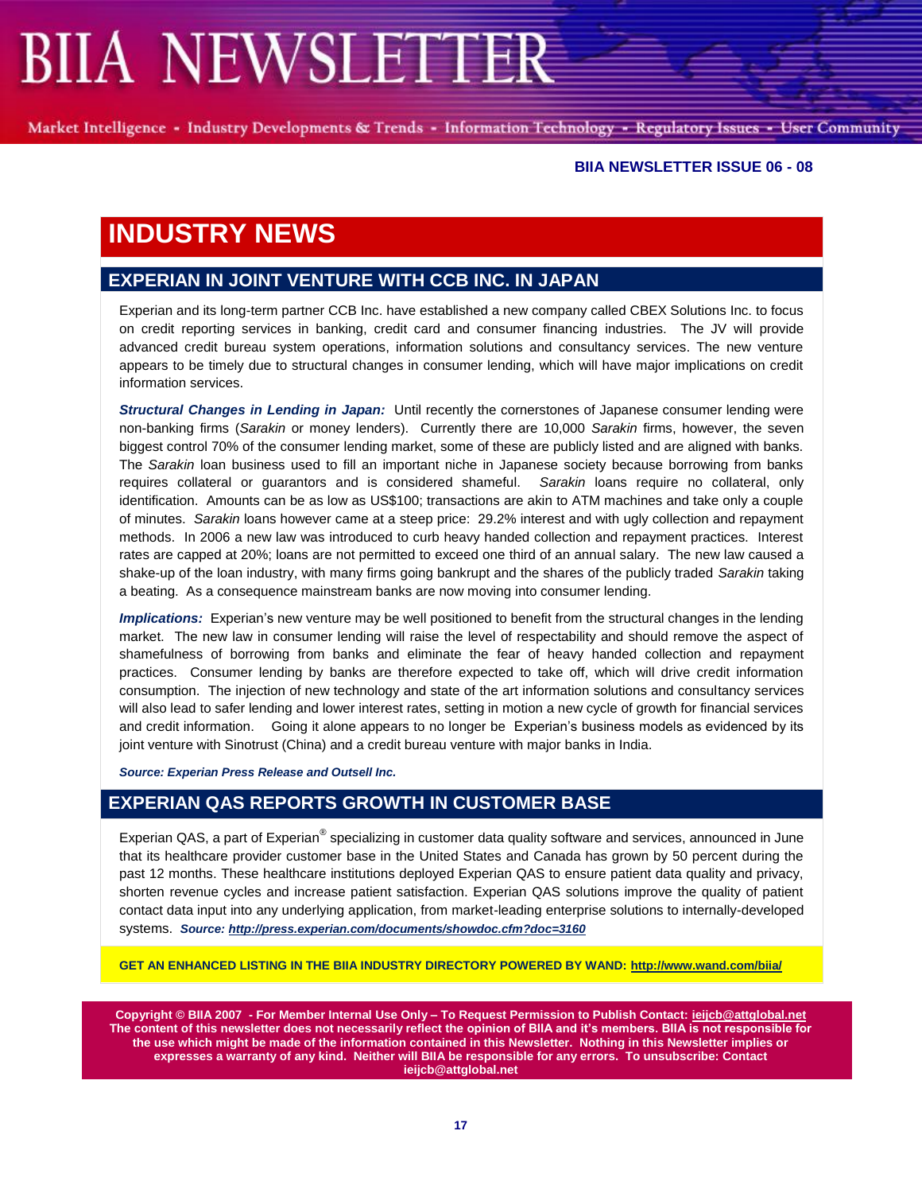# INDUSTRY NEWS

## EXPERIAN IN JOINT VENTURE WITH CCB INC. IN JAPAN

Experian and its long-term partner CCB Inc. have established a new company called CBEX Solutions Inc. to focus on credit reporting services in banking, credit card and consumer financing industries. The JV will provide advanced credit bureau system operations, information solutions and consultancy services. The new venture appears to be timely due to structural changes in consumer lending, which will have major implications on credit information services.

***Structural Changes in Lending in Japan:*** Until recently the cornerstones of Japanese consumer lending were non-banking firms (*Sarakin* or money lenders). Currently there are 10,000 *Sarakin* firms, however, the seven biggest control 70% of the consumer lending market, some of these are publicly listed and are aligned with banks. The *Sarakin* loan business used to fill an important niche in Japanese society because borrowing from banks requires collateral or guarantors and is considered shameful. *Sarakin* loans require no collateral, only identification. Amounts can be as low as US$100; transactions are akin to ATM machines and take only a couple of minutes. *Sarakin* loans however came at a steep price: 29.2% interest and with ugly collection and repayment methods. In 2006 a new law was introduced to curb heavy handed collection and repayment practices. Interest rates are capped at 20%; loans are not permitted to exceed one third of an annual salary. The new law caused a shake-up of the loan industry, with many firms going bankrupt and the shares of the publicly traded *Sarakin* taking a beating. As a consequence mainstream banks are now moving into consumer lending.

***Implications:*** Experian's new venture may be well positioned to benefit from the structural changes in the lending market. The new law in consumer lending will raise the level of respectability and should remove the aspect of shamefulness of borrowing from banks and eliminate the fear of heavy handed collection and repayment practices. Consumer lending by banks are therefore expected to take off, which will drive credit information consumption. The injection of new technology and state of the art information solutions and consultancy services will also lead to safer lending and lower interest rates, setting in motion a new cycle of growth for financial services and credit information. Going it alone appears to no longer be Experian's business models as evidenced by its joint venture with Sinotrust (China) and a credit bureau venture with major banks in India.

***Source: Experian Press Release and Outsell Inc.***

## EXPERIAN QAS REPORTS GROWTH IN CUSTOMER BASE

Experian QAS, a part of Experian® specializing in customer data quality software and services, announced in June that its healthcare provider customer base in the United States and Canada has grown by 50 percent during the past 12 months. These healthcare institutions deployed Experian QAS to ensure patient data quality and privacy, shorten revenue cycles and increase patient satisfaction. Experian QAS solutions improve the quality of patient contact data input into any underlying application, from market-leading enterprise solutions to internally-developed systems. ***Source: http://press.experian.com/documents/showdoc.cfm?doc=3160***

**GET AN ENHANCED LISTING IN THE BIIA INDUSTRY DIRECTORY POWERED BY WAND: http://www.wand.com/biia/**

**Copyright © BIIA 2007 - For Member Internal Use Only – To Request Permission to Publish Contact: ieijcb@attglobal.net The content of this newsletter does not necessarily reflect the opinion of BIIA and it's members. BIIA is not responsible for the use which might be made of the information contained in this Newsletter. Nothing in this Newsletter implies or expresses a warranty of any kind. Neither will BIIA be responsible for any errors. To unsubscribe: Contact ieijcb@attglobal.net**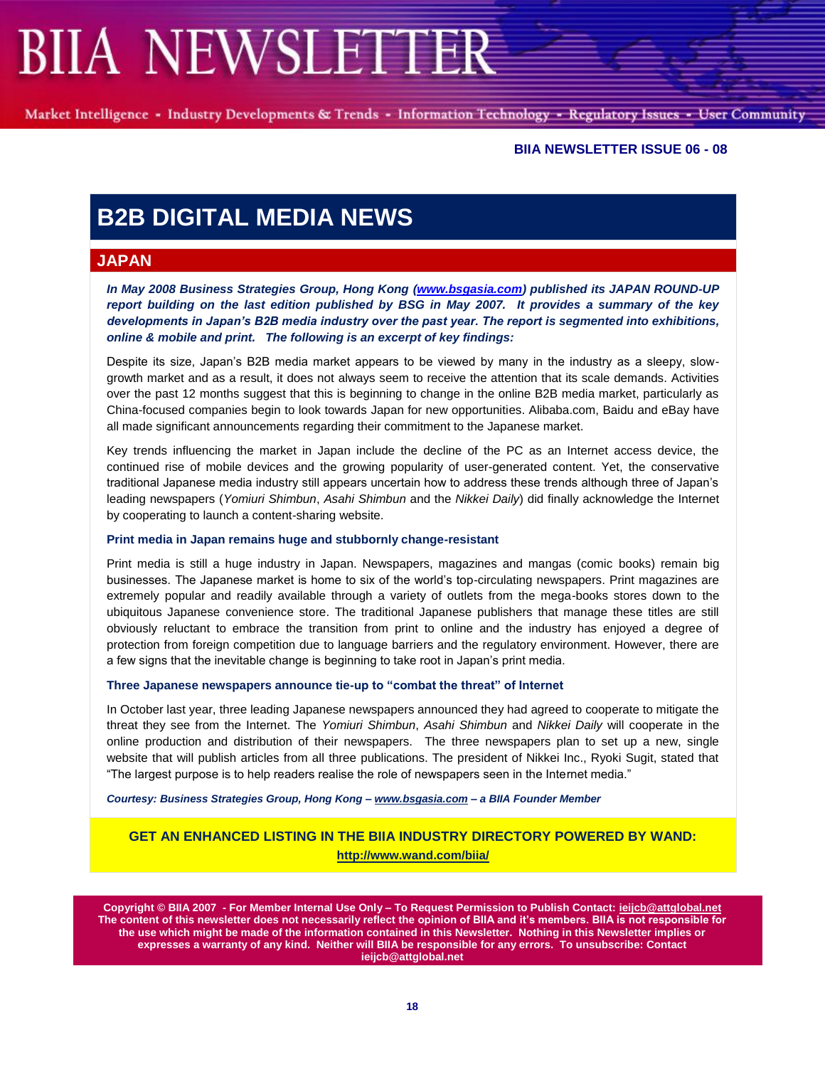BIIA NEWSLETTER ISSUE 06 - 08

# B2B DIGITAL MEDIA NEWS

## JAPAN

***In May 2008 Business Strategies Group, Hong Kong (www.bsgasia.com) published its JAPAN ROUND-UP report building on the last edition published by BSG in May 2007. It provides a summary of the key developments in Japan's B2B media industry over the past year. The report is segmented into exhibitions, online & mobile and print. The following is an excerpt of key findings:***

Despite its size, Japan's B2B media market appears to be viewed by many in the industry as a sleepy, slow-growth market and as a result, it does not always seem to receive the attention that its scale demands. Activities over the past 12 months suggest that this is beginning to change in the online B2B media market, particularly as China-focused companies begin to look towards Japan for new opportunities. Alibaba.com, Baidu and eBay have all made significant announcements regarding their commitment to the Japanese market.

Key trends influencing the market in Japan include the decline of the PC as an Internet access device, the continued rise of mobile devices and the growing popularity of user-generated content. Yet, the conservative traditional Japanese media industry still appears uncertain how to address these trends although three of Japan's leading newspapers (*Yomiuri Shimbun*, *Asahi Shimbun* and the *Nikkei Daily*) did finally acknowledge the Internet by cooperating to launch a content-sharing website.

### Print media in Japan remains huge and stubbornly change-resistant

Print media is still a huge industry in Japan. Newspapers, magazines and mangas (comic books) remain big businesses. The Japanese market is home to six of the world's top-circulating newspapers. Print magazines are extremely popular and readily available through a variety of outlets from the mega-books stores down to the ubiquitous Japanese convenience store. The traditional Japanese publishers that manage these titles are still obviously reluctant to embrace the transition from print to online and the industry has enjoyed a degree of protection from foreign competition due to language barriers and the regulatory environment. However, there are a few signs that the inevitable change is beginning to take root in Japan's print media.

### Three Japanese newspapers announce tie-up to "combat the threat" of Internet

In October last year, three leading Japanese newspapers announced they had agreed to cooperate to mitigate the threat they see from the Internet. The *Yomiuri Shimbun*, *Asahi Shimbun* and *Nikkei Daily* will cooperate in the online production and distribution of their newspapers. The three newspapers plan to set up a new, single website that will publish articles from all three publications. The president of Nikkei Inc., Ryoki Sugit, stated that "The largest purpose is to help readers realise the role of newspapers seen in the Internet media."

***Courtesy: Business Strategies Group, Hong Kong – www.bsgasia.com – a BIIA Founder Member***

**GET AN ENHANCED LISTING IN THE BIIA INDUSTRY DIRECTORY POWERED BY WAND: http://www.wand.com/biia/**

**Copyright © BIIA 2007 - For Member Internal Use Only – To Request Permission to Publish Contact: ieijcb@attglobal.net The content of this newsletter does not necessarily reflect the opinion of BIIA and it's members. BIIA is not responsible for the use which might be made of the information contained in this Newsletter. Nothing in this Newsletter implies or expresses a warranty of any kind. Neither will BIIA be responsible for any errors. To unsubscribe: Contact ieijcb@attglobal.net**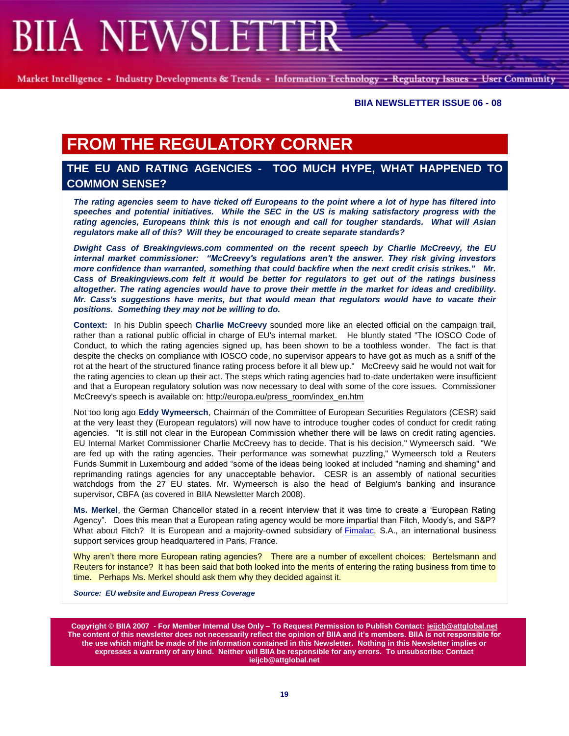# FROM THE REGULATORY CORNER

## THE EU AND RATING AGENCIES - TOO MUCH HYPE, WHAT HAPPENED TO COMMON SENSE?

***The rating agencies seem to have ticked off Europeans to the point where a lot of hype has filtered into speeches and potential initiatives. While the SEC in the US is making satisfactory progress with the rating agencies, Europeans think this is not enough and call for tougher standards. What will Asian regulators make all of this? Will they be encouraged to create separate standards?***

***Dwight Cass of Breakingviews.com commented on the recent speech by Charlie McCreevy, the EU internal market commissioner: "McCreevy's regulations aren't the answer. They risk giving investors more confidence than warranted, something that could backfire when the next credit crisis strikes." Mr. Cass of Breakingviews.com felt it would be better for regulators to get out of the ratings business altogether. The rating agencies would have to prove their mettle in the market for ideas and credibility. Mr. Cass's suggestions have merits, but that would mean that regulators would have to vacate their positions. Something they may not be willing to do.***

**Context:** In his Dublin speech **Charlie McCreevy** sounded more like an elected official on the campaign trail, rather than a rational public official in charge of EU's internal market. He bluntly stated "The IOSCO Code of Conduct, to which the rating agencies signed up, has been shown to be a toothless wonder. The fact is that despite the checks on compliance with IOSCO code, no supervisor appears to have got as much as a sniff of the rot at the heart of the structured finance rating process before it all blew up." McCreevy said he would not wait for the rating agencies to clean up their act. The steps which rating agencies had to-date undertaken were insufficient and that a European regulatory solution was now necessary to deal with some of the core issues. Commissioner McCreevy's speech is available on: http://europa.eu/press_room/index_en.htm

Not too long ago **Eddy Wymeersch**, Chairman of the Committee of European Securities Regulators (CESR) said at the very least they (European regulators) will now have to introduce tougher codes of conduct for credit rating agencies. "It is still not clear in the European Commission whether there will be laws on credit rating agencies. EU Internal Market Commissioner Charlie McCreevy has to decide. That is his decision," Wymeersch said. "We are fed up with the rating agencies. Their performance was somewhat puzzling," Wymeersch told a Reuters Funds Summit in Luxembourg and added "some of the ideas being looked at included "naming and shaming" and reprimanding ratings agencies for any unacceptable behavior**.** CESR is an assembly of national securities watchdogs from the 27 EU states. Mr. Wymeersch is also the head of Belgium's banking and insurance supervisor, CBFA (as covered in BIIA Newsletter March 2008).

**Ms. Merkel**, the German Chancellor stated in a recent interview that it was time to create a 'European Rating Agency". Does this mean that a European rating agency would be more impartial than Fitch, Moody's, and S&P? What about Fitch? It is European and a majority-owned subsidiary of Fimalac, S.A., an international business support services group headquartered in Paris, France.

Why aren't there more European rating agencies? There are a number of excellent choices: Bertelsmann and Reuters for instance? It has been said that both looked into the merits of entering the rating business from time to time. Perhaps Ms. Merkel should ask them why they decided against it.

***Source: EU website and European Press Coverage***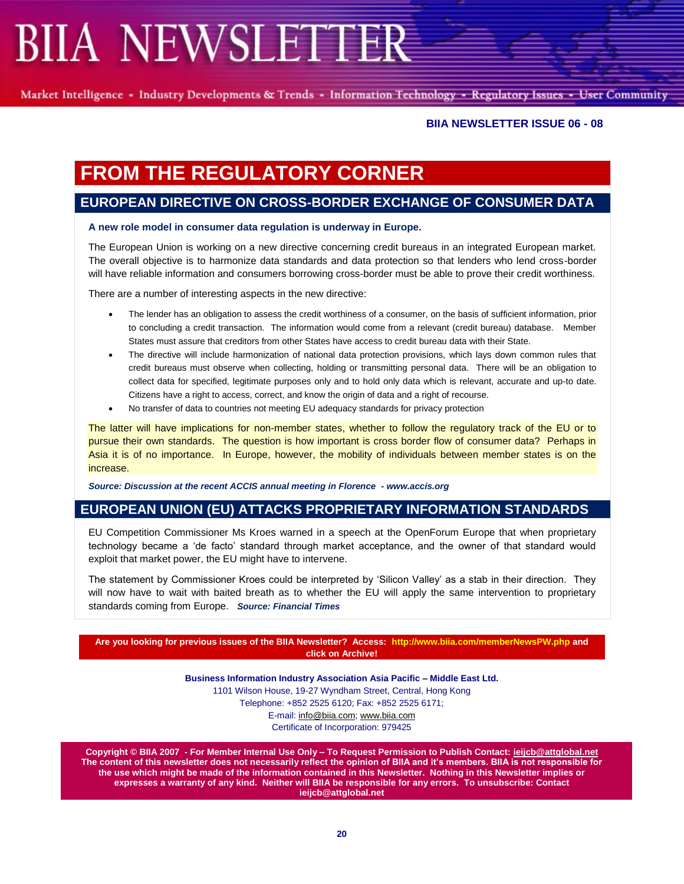# BIIA NEWSLETTER

Market Intelligence - Industry Developments & Trends - Information Technology - Regulatory Issues - User Community

**BIIA NEWSLETTER ISSUE 06 - 08**

# FROM THE REGULATORY CORNER

## EUROPEAN DIRECTIVE ON CROSS-BORDER EXCHANGE OF CONSUMER DATA

**A new role model in consumer data regulation is underway in Europe.**

The European Union is working on a new directive concerning credit bureaus in an integrated European market. The overall objective is to harmonize data standards and data protection so that lenders who lend cross-border will have reliable information and consumers borrowing cross-border must be able to prove their credit worthiness.

There are a number of interesting aspects in the new directive:

- The lender has an obligation to assess the credit worthiness of a consumer, on the basis of sufficient information, prior to concluding a credit transaction. The information would come from a relevant (credit bureau) database. Member States must assure that creditors from other States have access to credit bureau data with their State.
- The directive will include harmonization of national data protection provisions, which lays down common rules that credit bureaus must observe when collecting, holding or transmitting personal data. There will be an obligation to collect data for specified, legitimate purposes only and to hold only data which is relevant, accurate and up-to date. Citizens have a right to access, correct, and know the origin of data and a right of recourse.
- No transfer of data to countries not meeting EU adequacy standards for privacy protection

The latter will have implications for non-member states, whether to follow the regulatory track of the EU or to pursue their own standards. The question is how important is cross border flow of consumer data? Perhaps in Asia it is of no importance. In Europe, however, the mobility of individuals between member states is on the increase.

***Source: Discussion at the recent ACCIS annual meeting in Florence - www.accis.org***

## EUROPEAN UNION (EU) ATTACKS PROPRIETARY INFORMATION STANDARDS

EU Competition Commissioner Ms Kroes warned in a speech at the OpenForum Europe that when proprietary technology became a 'de facto' standard through market acceptance, and the owner of that standard would exploit that market power, the EU might have to intervene.

The statement by Commissioner Kroes could be interpreted by 'Silicon Valley' as a stab in their direction. They will now have to wait with baited breath as to whether the EU will apply the same intervention to proprietary standards coming from Europe. ***Source: Financial Times***

**Are you looking for previous issues of the BIIA Newsletter? Access: http://www.biia.com/memberNewsPW.php and click on Archive!**

**Business Information Industry Association Asia Pacific – Middle East Ltd.**
1101 Wilson House, 19-27 Wyndham Street, Central, Hong Kong
Telephone: +852 2525 6120; Fax: +852 2525 6171;
E-mail: info@biia.com; www.biia.com
Certificate of Incorporation: 979425

**Copyright © BIIA 2007 - For Member Internal Use Only – To Request Permission to Publish Contact: ieijcb@attglobal.net The content of this newsletter does not necessarily reflect the opinion of BIIA and it's members. BIIA is not responsible for the use which might be made of the information contained in this Newsletter. Nothing in this Newsletter implies or expresses a warranty of any kind. Neither will BIIA be responsible for any errors. To unsubscribe: Contact ieijcb@attglobal.net**